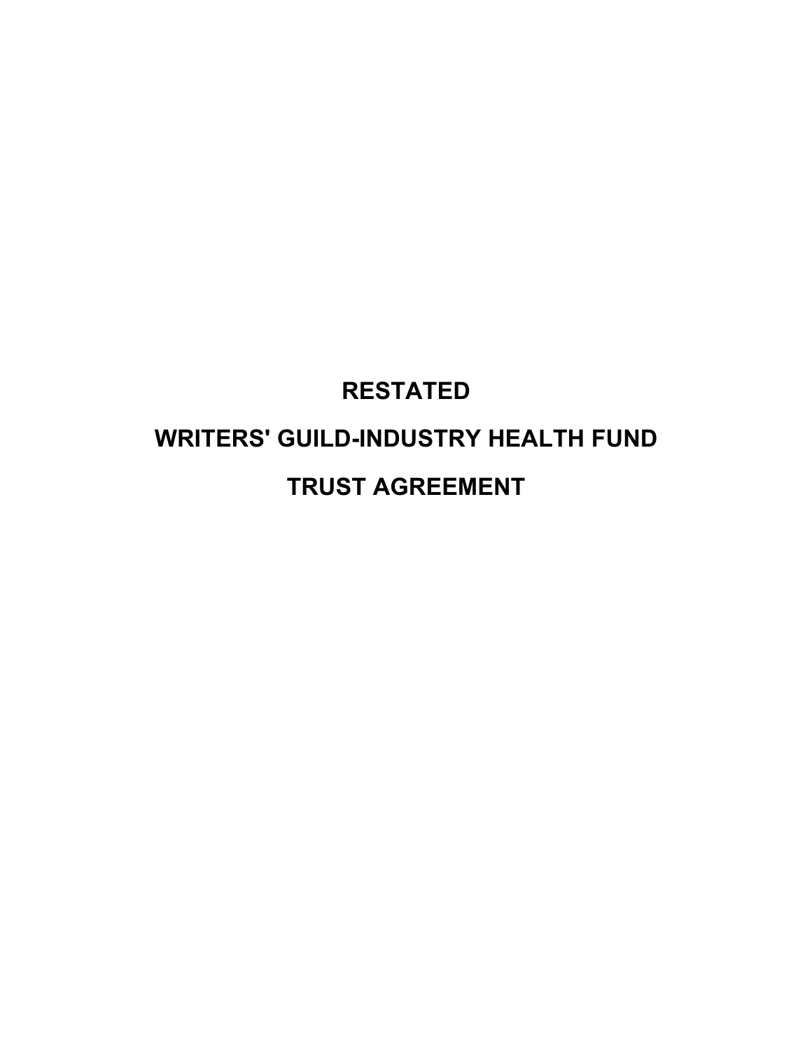# RESTATED

# WRITERS' GUILD-INDUSTRY HEALTH FUND

# TRUST AGREEMENT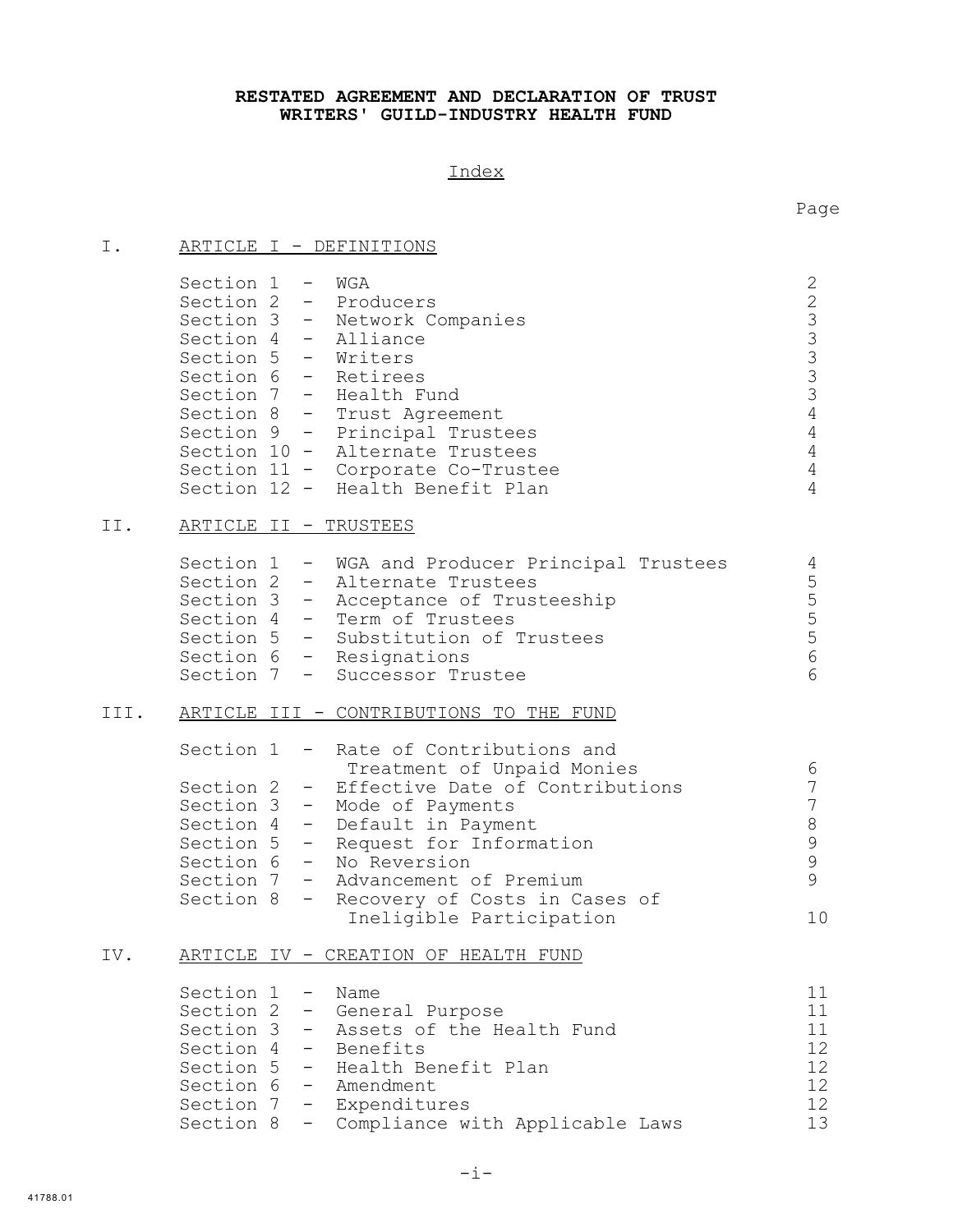# RESTATED AGREEMENT AND DECLARATION OF TRUST
# WRITERS' GUILD-INDUSTRY HEALTH FUND

## Index

| | | Page |
|---|---|---|
| I. | ARTICLE I - DEFINITIONS | |
| | Section 1 - WGA | 2 |
| | Section 2 - Producers | 2 |
| | Section 3 - Network Companies | 3 |
| | Section 4 - Alliance | 3 |
| | Section 5 - Writers | 3 |
| | Section 6 - Retirees | 3 |
| | Section 7 - Health Fund | 3 |
| | Section 8 - Trust Agreement | 4 |
| | Section 9 - Principal Trustees | 4 |
| | Section 10 - Alternate Trustees | 4 |
| | Section 11 - Corporate Co-Trustee | 4 |
| | Section 12 - Health Benefit Plan | 4 |
| II. | ARTICLE II - TRUSTEES | |
| | Section 1 - WGA and Producer Principal Trustees | 4 |
| | Section 2 - Alternate Trustees | 5 |
| | Section 3 - Acceptance of Trusteeship | 5 |
| | Section 4 - Term of Trustees | 5 |
| | Section 5 - Substitution of Trustees | 5 |
| | Section 6 - Resignations | 6 |
| | Section 7 - Successor Trustee | 6 |
| III. | ARTICLE III - CONTRIBUTIONS TO THE FUND | |
| | Section 1 - Rate of Contributions and Treatment of Unpaid Monies | 6 |
| | Section 2 - Effective Date of Contributions | 7 |
| | Section 3 - Mode of Payments | 7 |
| | Section 4 - Default in Payment | 8 |
| | Section 5 - Request for Information | 9 |
| | Section 6 - No Reversion | 9 |
| | Section 7 - Advancement of Premium | 9 |
| | Section 8 - Recovery of Costs in Cases of Ineligible Participation | 10 |
| IV. | ARTICLE IV - CREATION OF HEALTH FUND | |
| | Section 1 - Name | 11 |
| | Section 2 - General Purpose | 11 |
| | Section 3 - Assets of the Health Fund | 11 |
| | Section 4 - Benefits | 12 |
| | Section 5 - Health Benefit Plan | 12 |
| | Section 6 - Amendment | 12 |
| | Section 7 - Expenditures | 12 |
| | Section 8 - Compliance with Applicable Laws | 13 |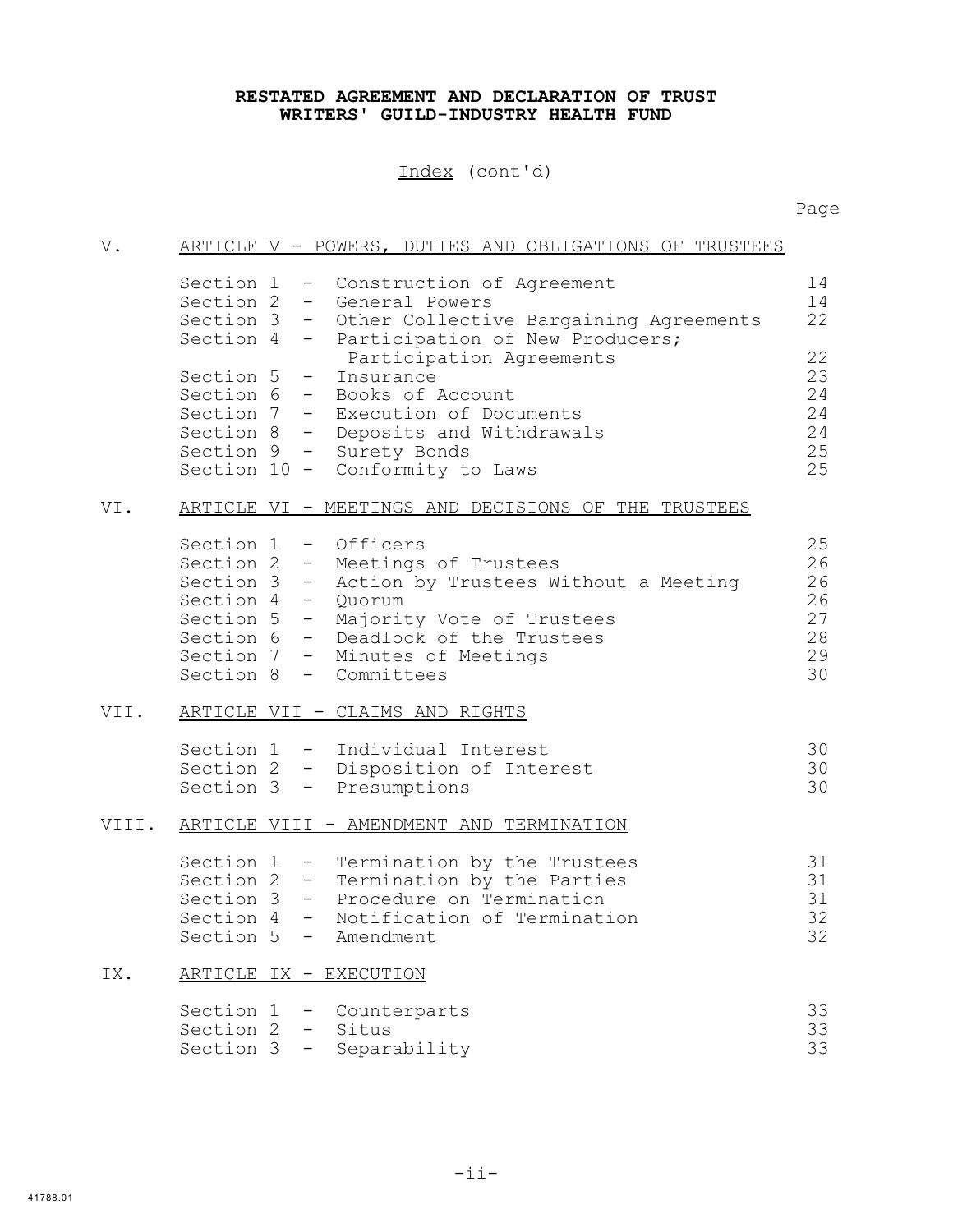**RESTATED AGREEMENT AND DECLARATION OF TRUST**
**WRITERS' GUILD-INDUSTRY HEALTH FUND**

Index (cont'd)

| | | Page |
|---|---|---|
| V. | ARTICLE V - POWERS, DUTIES AND OBLIGATIONS OF TRUSTEES | |
| | Section 1 - Construction of Agreement | 14 |
| | Section 2 - General Powers | 14 |
| | Section 3 - Other Collective Bargaining Agreements | 22 |
| | Section 4 - Participation of New Producers; Participation Agreements | 22 |
| | Section 5 - Insurance | 23 |
| | Section 6 - Books of Account | 24 |
| | Section 7 - Execution of Documents | 24 |
| | Section 8 - Deposits and Withdrawals | 24 |
| | Section 9 - Surety Bonds | 25 |
| | Section 10 - Conformity to Laws | 25 |
| VI. | ARTICLE VI - MEETINGS AND DECISIONS OF THE TRUSTEES | |
| | Section 1 - Officers | 25 |
| | Section 2 - Meetings of Trustees | 26 |
| | Section 3 - Action by Trustees Without a Meeting | 26 |
| | Section 4 - Quorum | 26 |
| | Section 5 - Majority Vote of Trustees | 27 |
| | Section 6 - Deadlock of the Trustees | 28 |
| | Section 7 - Minutes of Meetings | 29 |
| | Section 8 - Committees | 30 |
| VII. | ARTICLE VII - CLAIMS AND RIGHTS | |
| | Section 1 - Individual Interest | 30 |
| | Section 2 - Disposition of Interest | 30 |
| | Section 3 - Presumptions | 30 |
| VIII. | ARTICLE VIII - AMENDMENT AND TERMINATION | |
| | Section 1 - Termination by the Trustees | 31 |
| | Section 2 - Termination by the Parties | 31 |
| | Section 3 - Procedure on Termination | 31 |
| | Section 4 - Notification of Termination | 32 |
| | Section 5 - Amendment | 32 |
| IX. | ARTICLE IX - EXECUTION | |
| | Section 1 - Counterparts | 33 |
| | Section 2 - Situs | 33 |
| | Section 3 - Separability | 33 |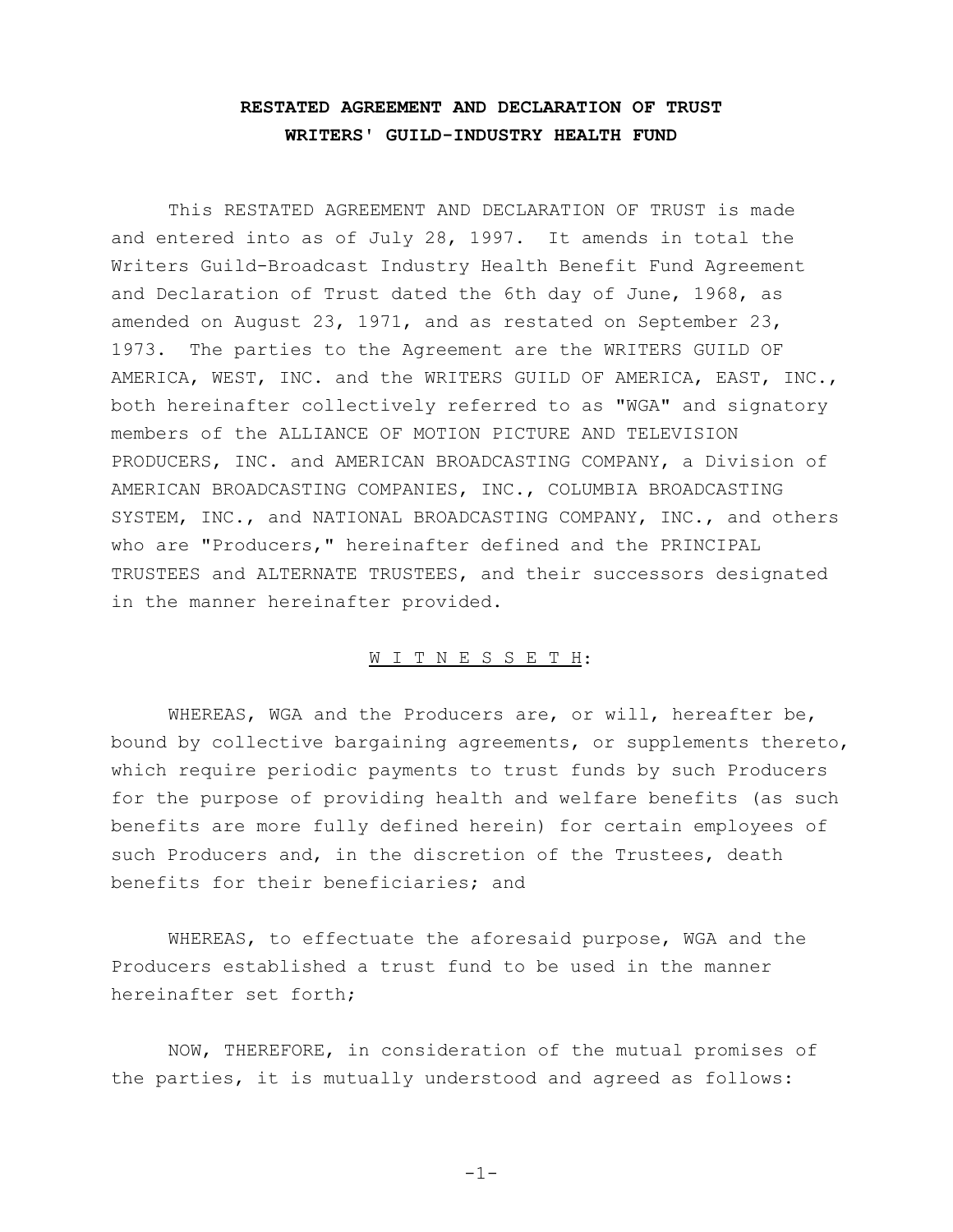# RESTATED AGREEMENT AND DECLARATION OF TRUST
# WRITERS' GUILD-INDUSTRY HEALTH FUND

This RESTATED AGREEMENT AND DECLARATION OF TRUST is made and entered into as of July 28, 1997. It amends in total the Writers Guild-Broadcast Industry Health Benefit Fund Agreement and Declaration of Trust dated the 6th day of June, 1968, as amended on August 23, 1971, and as restated on September 23, 1973. The parties to the Agreement are the WRITERS GUILD OF AMERICA, WEST, INC. and the WRITERS GUILD OF AMERICA, EAST, INC., both hereinafter collectively referred to as "WGA" and signatory members of the ALLIANCE OF MOTION PICTURE AND TELEVISION PRODUCERS, INC. and AMERICAN BROADCASTING COMPANY, a Division of AMERICAN BROADCASTING COMPANIES, INC., COLUMBIA BROADCASTING SYSTEM, INC., and NATIONAL BROADCASTING COMPANY, INC., and others who are "Producers," hereinafter defined and the PRINCIPAL TRUSTEES and ALTERNATE TRUSTEES, and their successors designated in the manner hereinafter provided.

W I T N E S S E T H:

WHEREAS, WGA and the Producers are, or will, hereafter be, bound by collective bargaining agreements, or supplements thereto, which require periodic payments to trust funds by such Producers for the purpose of providing health and welfare benefits (as such benefits are more fully defined herein) for certain employees of such Producers and, in the discretion of the Trustees, death benefits for their beneficiaries; and

WHEREAS, to effectuate the aforesaid purpose, WGA and the Producers established a trust fund to be used in the manner hereinafter set forth;

NOW, THEREFORE, in consideration of the mutual promises of the parties, it is mutually understood and agreed as follows: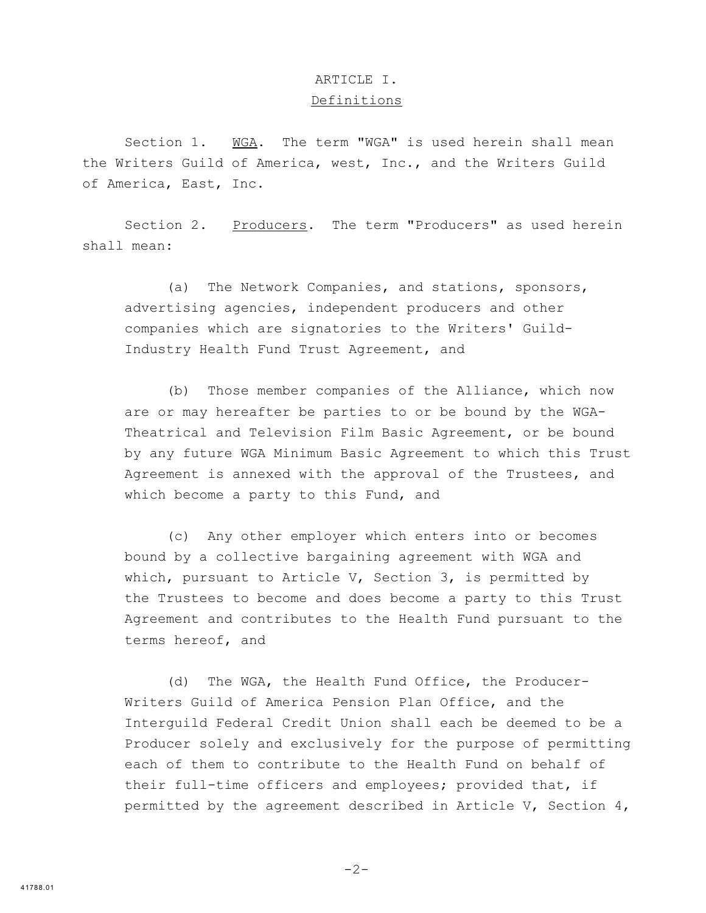# ARTICLE I.

## Definitions

Section 1. WGA. The term "WGA" is used herein shall mean the Writers Guild of America, west, Inc., and the Writers Guild of America, East, Inc.

Section 2. Producers. The term "Producers" as used herein shall mean:

(a) The Network Companies, and stations, sponsors, advertising agencies, independent producers and other companies which are signatories to the Writers' Guild-Industry Health Fund Trust Agreement, and

(b) Those member companies of the Alliance, which now are or may hereafter be parties to or be bound by the WGA-Theatrical and Television Film Basic Agreement, or be bound by any future WGA Minimum Basic Agreement to which this Trust Agreement is annexed with the approval of the Trustees, and which become a party to this Fund, and

(c) Any other employer which enters into or becomes bound by a collective bargaining agreement with WGA and which, pursuant to Article V, Section 3, is permitted by the Trustees to become and does become a party to this Trust Agreement and contributes to the Health Fund pursuant to the terms hereof, and

(d) The WGA, the Health Fund Office, the Producer-Writers Guild of America Pension Plan Office, and the Interguild Federal Credit Union shall each be deemed to be a Producer solely and exclusively for the purpose of permitting each of them to contribute to the Health Fund on behalf of their full-time officers and employees; provided that, if permitted by the agreement described in Article V, Section 4,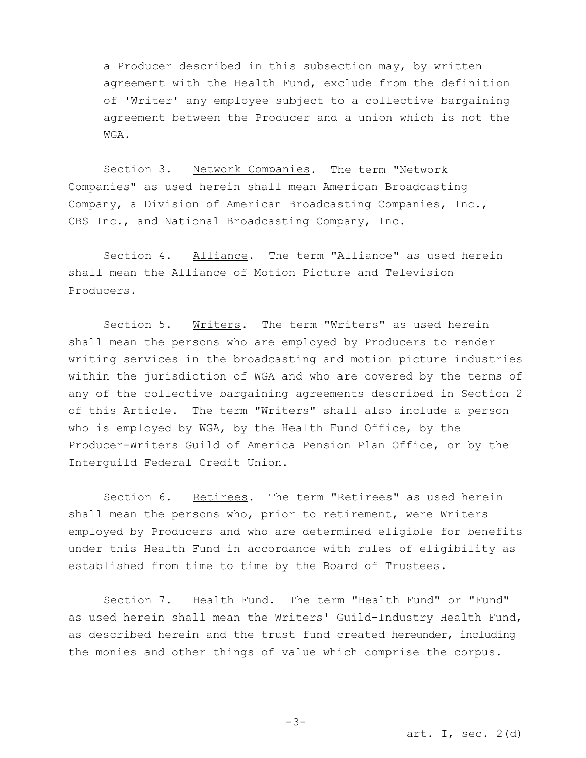a Producer described in this subsection may, by written agreement with the Health Fund, exclude from the definition of 'Writer' any employee subject to a collective bargaining agreement between the Producer and a union which is not the WGA.

Section 3. Network Companies. The term "Network Companies" as used herein shall mean American Broadcasting Company, a Division of American Broadcasting Companies, Inc., CBS Inc., and National Broadcasting Company, Inc.

Section 4. Alliance. The term "Alliance" as used herein shall mean the Alliance of Motion Picture and Television Producers.

Section 5. Writers. The term "Writers" as used herein shall mean the persons who are employed by Producers to render writing services in the broadcasting and motion picture industries within the jurisdiction of WGA and who are covered by the terms of any of the collective bargaining agreements described in Section 2 of this Article. The term "Writers" shall also include a person who is employed by WGA, by the Health Fund Office, by the Producer-Writers Guild of America Pension Plan Office, or by the Interguild Federal Credit Union.

Section 6. Retirees. The term "Retirees" as used herein shall mean the persons who, prior to retirement, were Writers employed by Producers and who are determined eligible for benefits under this Health Fund in accordance with rules of eligibility as established from time to time by the Board of Trustees.

Section 7. Health Fund. The term "Health Fund" or "Fund" as used herein shall mean the Writers' Guild-Industry Health Fund, as described herein and the trust fund created hereunder, including the monies and other things of value which comprise the corpus.

art. I, sec. 2(d)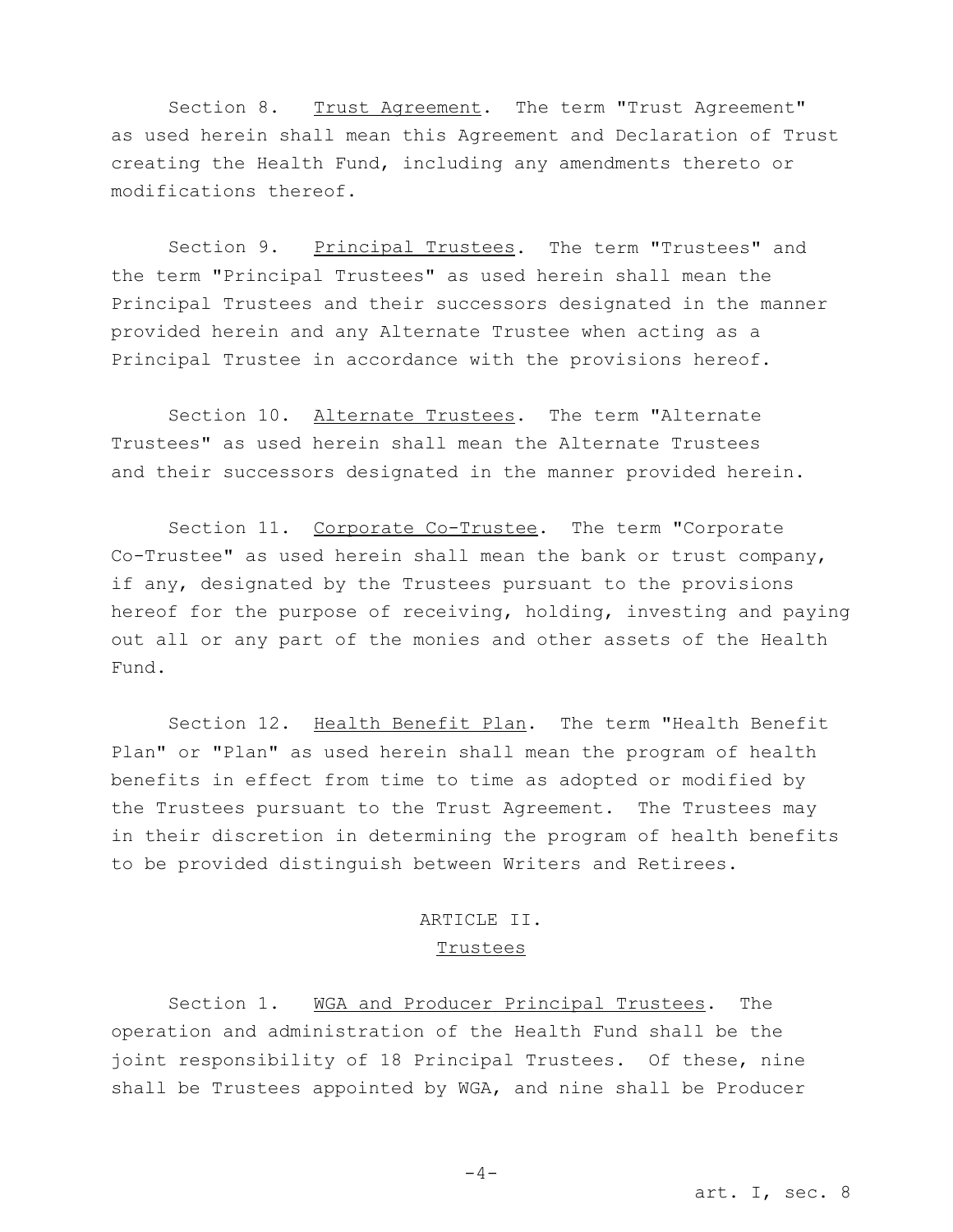Section 8. Trust Agreement. The term "Trust Agreement" as used herein shall mean this Agreement and Declaration of Trust creating the Health Fund, including any amendments thereto or modifications thereof.

Section 9. Principal Trustees. The term "Trustees" and the term "Principal Trustees" as used herein shall mean the Principal Trustees and their successors designated in the manner provided herein and any Alternate Trustee when acting as a Principal Trustee in accordance with the provisions hereof.

Section 10. Alternate Trustees. The term "Alternate Trustees" as used herein shall mean the Alternate Trustees and their successors designated in the manner provided herein.

Section 11. Corporate Co-Trustee. The term "Corporate Co-Trustee" as used herein shall mean the bank or trust company, if any, designated by the Trustees pursuant to the provisions hereof for the purpose of receiving, holding, investing and paying out all or any part of the monies and other assets of the Health Fund.

Section 12. Health Benefit Plan. The term "Health Benefit Plan" or "Plan" as used herein shall mean the program of health benefits in effect from time to time as adopted or modified by the Trustees pursuant to the Trust Agreement. The Trustees may in their discretion in determining the program of health benefits to be provided distinguish between Writers and Retirees.

## ARTICLE II.
## Trustees

Section 1. WGA and Producer Principal Trustees. The operation and administration of the Health Fund shall be the joint responsibility of 18 Principal Trustees. Of these, nine shall be Trustees appointed by WGA, and nine shall be Producer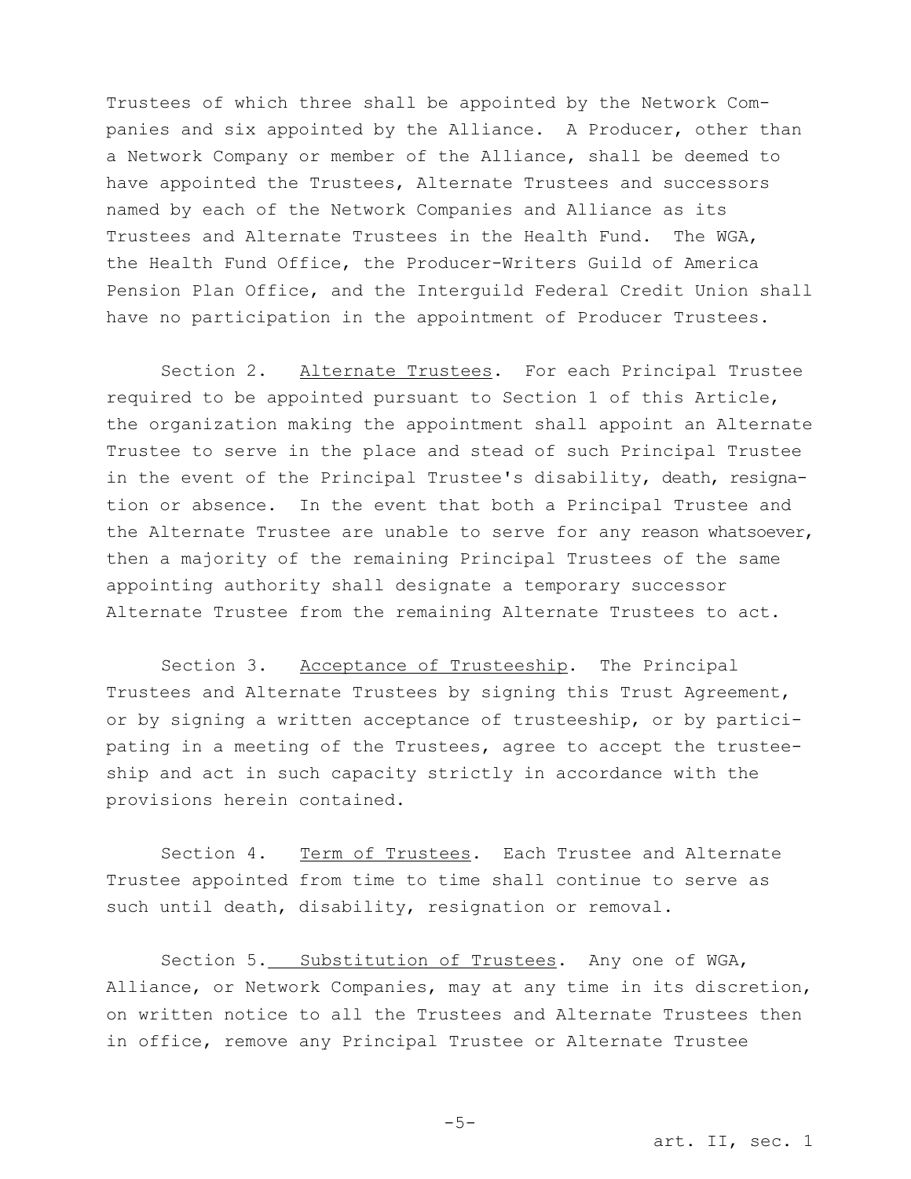Trustees of which three shall be appointed by the Network Companies and six appointed by the Alliance. A Producer, other than a Network Company or member of the Alliance, shall be deemed to have appointed the Trustees, Alternate Trustees and successors named by each of the Network Companies and Alliance as its Trustees and Alternate Trustees in the Health Fund. The WGA, the Health Fund Office, the Producer-Writers Guild of America Pension Plan Office, and the Interguild Federal Credit Union shall have no participation in the appointment of Producer Trustees.

Section 2. Alternate Trustees. For each Principal Trustee required to be appointed pursuant to Section 1 of this Article, the organization making the appointment shall appoint an Alternate Trustee to serve in the place and stead of such Principal Trustee in the event of the Principal Trustee's disability, death, resignation or absence. In the event that both a Principal Trustee and the Alternate Trustee are unable to serve for any reason whatsoever, then a majority of the remaining Principal Trustees of the same appointing authority shall designate a temporary successor Alternate Trustee from the remaining Alternate Trustees to act.

Section 3. Acceptance of Trusteeship. The Principal Trustees and Alternate Trustees by signing this Trust Agreement, or by signing a written acceptance of trusteeship, or by participating in a meeting of the Trustees, agree to accept the trusteeship and act in such capacity strictly in accordance with the provisions herein contained.

Section 4. Term of Trustees. Each Trustee and Alternate Trustee appointed from time to time shall continue to serve as such until death, disability, resignation or removal.

Section 5. Substitution of Trustees. Any one of WGA, Alliance, or Network Companies, may at any time in its discretion, on written notice to all the Trustees and Alternate Trustees then in office, remove any Principal Trustee or Alternate Trustee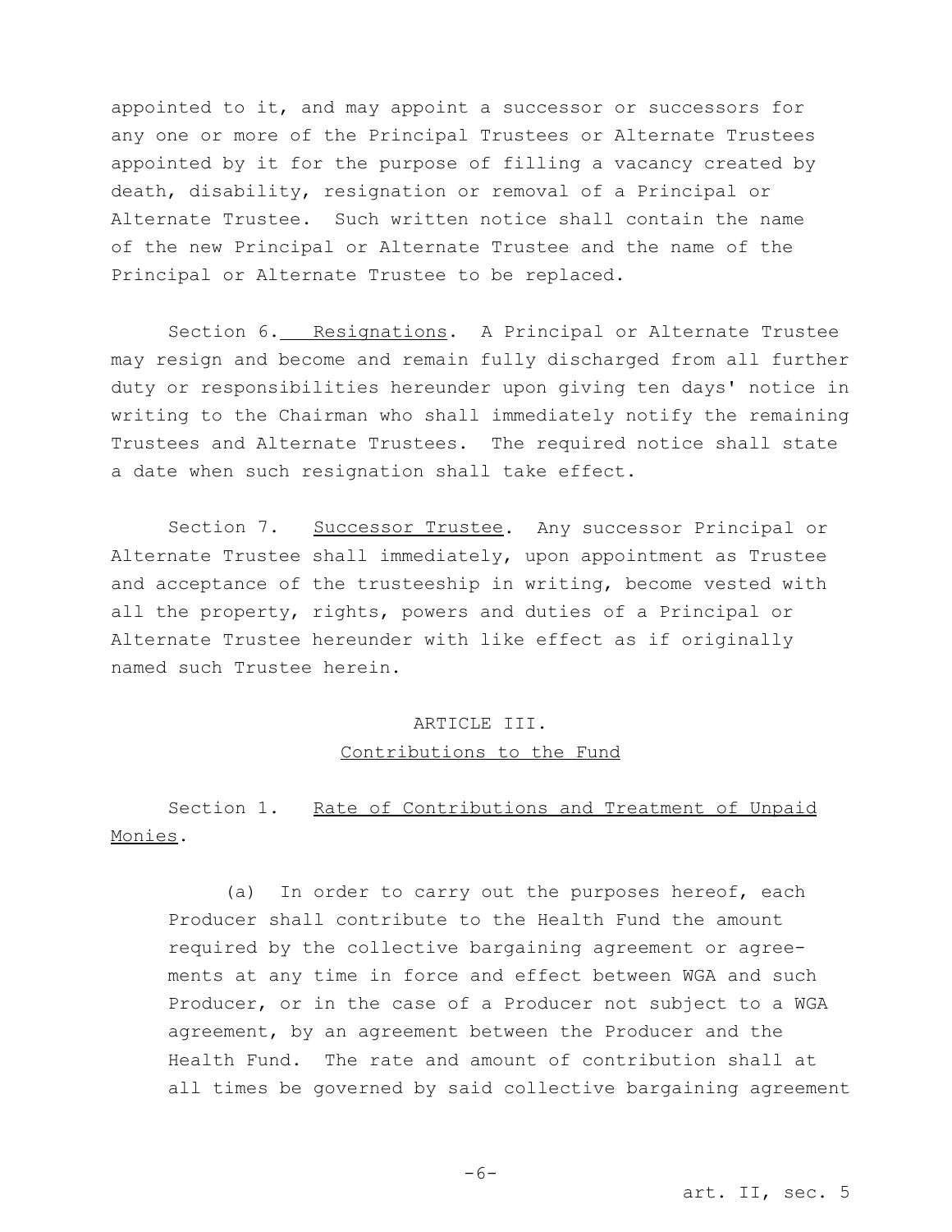appointed to it, and may appoint a successor or successors for any one or more of the Principal Trustees or Alternate Trustees appointed by it for the purpose of filling a vacancy created by death, disability, resignation or removal of a Principal or Alternate Trustee. Such written notice shall contain the name of the new Principal or Alternate Trustee and the name of the Principal or Alternate Trustee to be replaced.

Section 6. Resignations. A Principal or Alternate Trustee may resign and become and remain fully discharged from all further duty or responsibilities hereunder upon giving ten days' notice in writing to the Chairman who shall immediately notify the remaining Trustees and Alternate Trustees. The required notice shall state a date when such resignation shall take effect.

Section 7. Successor Trustee. Any successor Principal or Alternate Trustee shall immediately, upon appointment as Trustee and acceptance of the trusteeship in writing, become vested with all the property, rights, powers and duties of a Principal or Alternate Trustee hereunder with like effect as if originally named such Trustee herein.

## ARTICLE III.
## Contributions to the Fund

Section 1. Rate of Contributions and Treatment of Unpaid Monies.

(a) In order to carry out the purposes hereof, each Producer shall contribute to the Health Fund the amount required by the collective bargaining agreement or agreements at any time in force and effect between WGA and such Producer, or in the case of a Producer not subject to a WGA agreement, by an agreement between the Producer and the Health Fund. The rate and amount of contribution shall at all times be governed by said collective bargaining agreement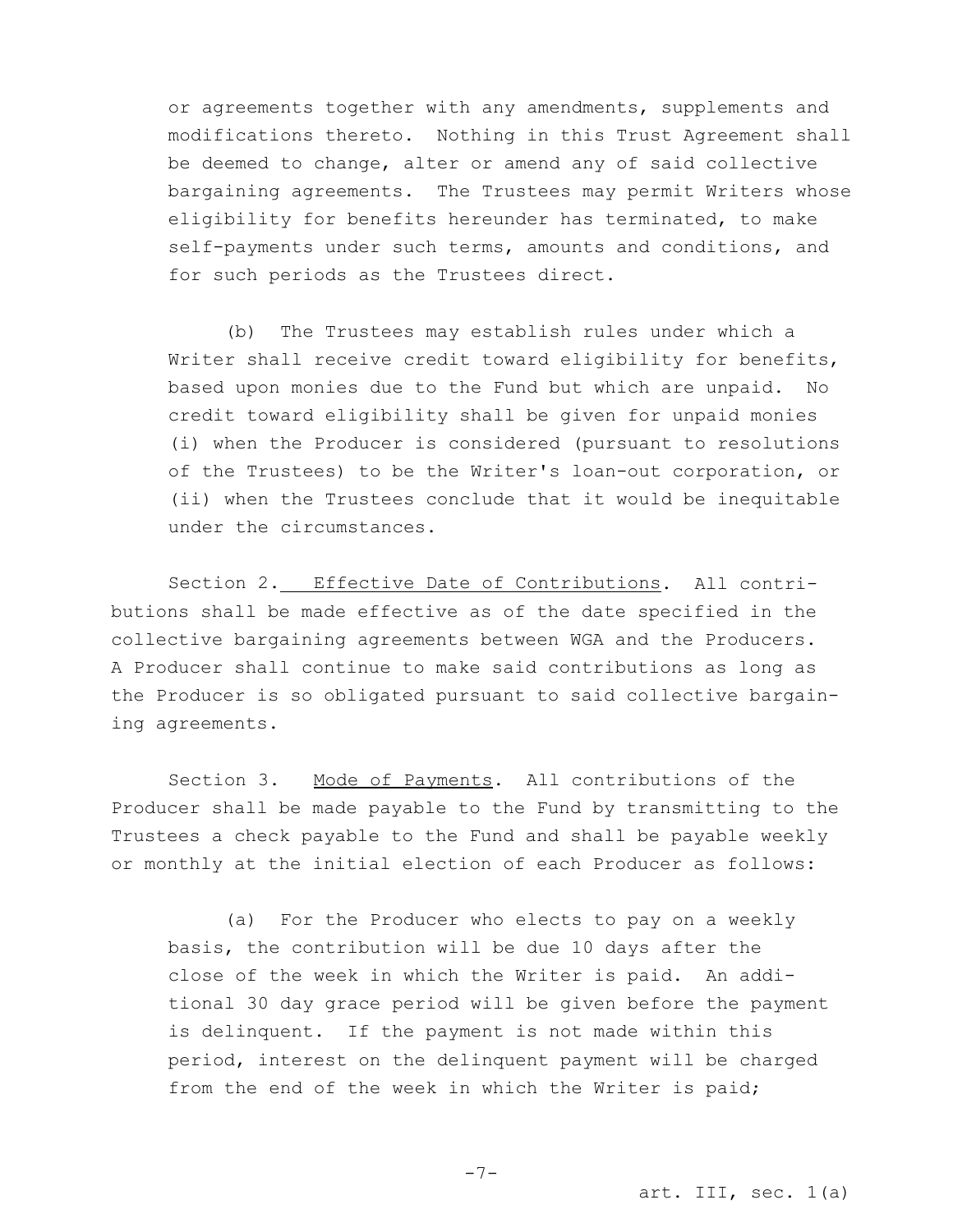or agreements together with any amendments, supplements and modifications thereto. Nothing in this Trust Agreement shall be deemed to change, alter or amend any of said collective bargaining agreements. The Trustees may permit Writers whose eligibility for benefits hereunder has terminated, to make self-payments under such terms, amounts and conditions, and for such periods as the Trustees direct.

(b) The Trustees may establish rules under which a Writer shall receive credit toward eligibility for benefits, based upon monies due to the Fund but which are unpaid. No credit toward eligibility shall be given for unpaid monies (i) when the Producer is considered (pursuant to resolutions of the Trustees) to be the Writer's loan-out corporation, or (ii) when the Trustees conclude that it would be inequitable under the circumstances.

Section 2. Effective Date of Contributions. All contributions shall be made effective as of the date specified in the collective bargaining agreements between WGA and the Producers. A Producer shall continue to make said contributions as long as the Producer is so obligated pursuant to said collective bargaining agreements.

Section 3. Mode of Payments. All contributions of the Producer shall be made payable to the Fund by transmitting to the Trustees a check payable to the Fund and shall be payable weekly or monthly at the initial election of each Producer as follows:

(a) For the Producer who elects to pay on a weekly basis, the contribution will be due 10 days after the close of the week in which the Writer is paid. An additional 30 day grace period will be given before the payment is delinquent. If the payment is not made within this period, interest on the delinquent payment will be charged from the end of the week in which the Writer is paid;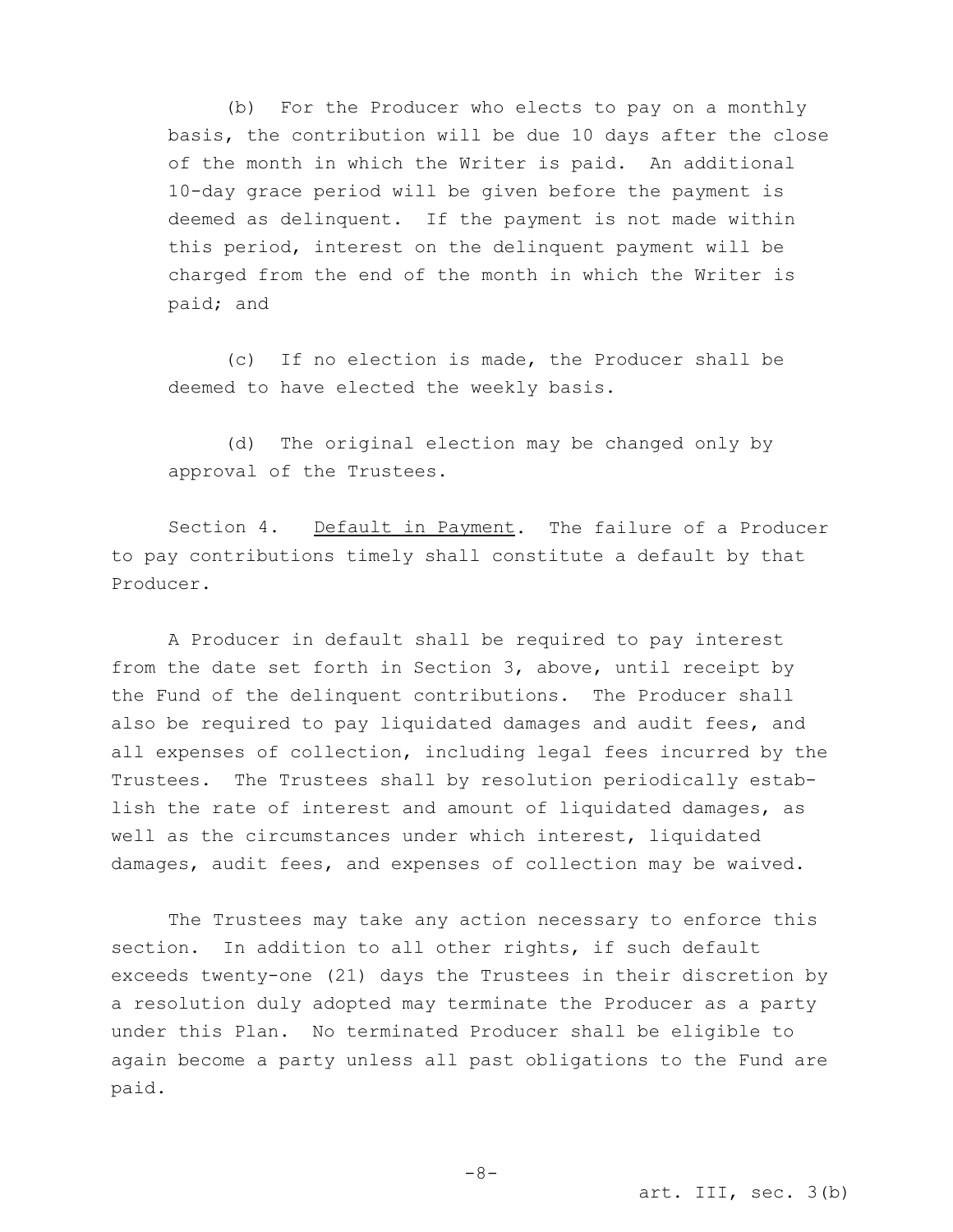(b) For the Producer who elects to pay on a monthly basis, the contribution will be due 10 days after the close of the month in which the Writer is paid. An additional 10-day grace period will be given before the payment is deemed as delinquent. If the payment is not made within this period, interest on the delinquent payment will be charged from the end of the month in which the Writer is paid; and

(c) If no election is made, the Producer shall be deemed to have elected the weekly basis.

(d) The original election may be changed only by approval of the Trustees.

Section 4. Default in Payment. The failure of a Producer to pay contributions timely shall constitute a default by that Producer.

A Producer in default shall be required to pay interest from the date set forth in Section 3, above, until receipt by the Fund of the delinquent contributions. The Producer shall also be required to pay liquidated damages and audit fees, and all expenses of collection, including legal fees incurred by the Trustees. The Trustees shall by resolution periodically establish the rate of interest and amount of liquidated damages, as well as the circumstances under which interest, liquidated damages, audit fees, and expenses of collection may be waived.

The Trustees may take any action necessary to enforce this section. In addition to all other rights, if such default exceeds twenty-one (21) days the Trustees in their discretion by a resolution duly adopted may terminate the Producer as a party under this Plan. No terminated Producer shall be eligible to again become a party unless all past obligations to the Fund are paid.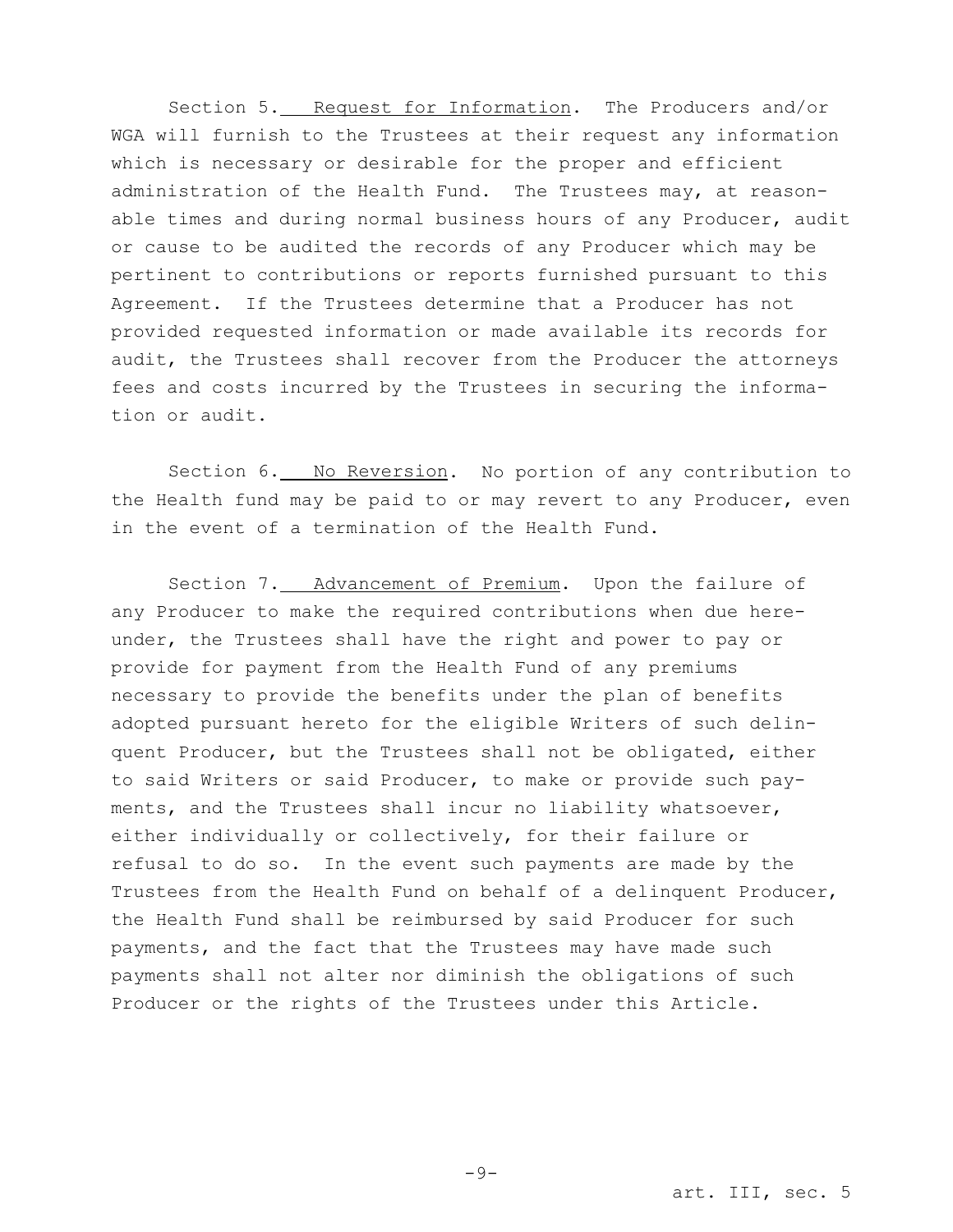Section 5. Request for Information. The Producers and/or WGA will furnish to the Trustees at their request any information which is necessary or desirable for the proper and efficient administration of the Health Fund. The Trustees may, at reasonable times and during normal business hours of any Producer, audit or cause to be audited the records of any Producer which may be pertinent to contributions or reports furnished pursuant to this Agreement. If the Trustees determine that a Producer has not provided requested information or made available its records for audit, the Trustees shall recover from the Producer the attorneys fees and costs incurred by the Trustees in securing the information or audit.

Section 6. No Reversion. No portion of any contribution to the Health fund may be paid to or may revert to any Producer, even in the event of a termination of the Health Fund.

Section 7. Advancement of Premium. Upon the failure of any Producer to make the required contributions when due hereunder, the Trustees shall have the right and power to pay or provide for payment from the Health Fund of any premiums necessary to provide the benefits under the plan of benefits adopted pursuant hereto for the eligible Writers of such delinquent Producer, but the Trustees shall not be obligated, either to said Writers or said Producer, to make or provide such payments, and the Trustees shall incur no liability whatsoever, either individually or collectively, for their failure or refusal to do so. In the event such payments are made by the Trustees from the Health Fund on behalf of a delinquent Producer, the Health Fund shall be reimbursed by said Producer for such payments, and the fact that the Trustees may have made such payments shall not alter nor diminish the obligations of such Producer or the rights of the Trustees under this Article.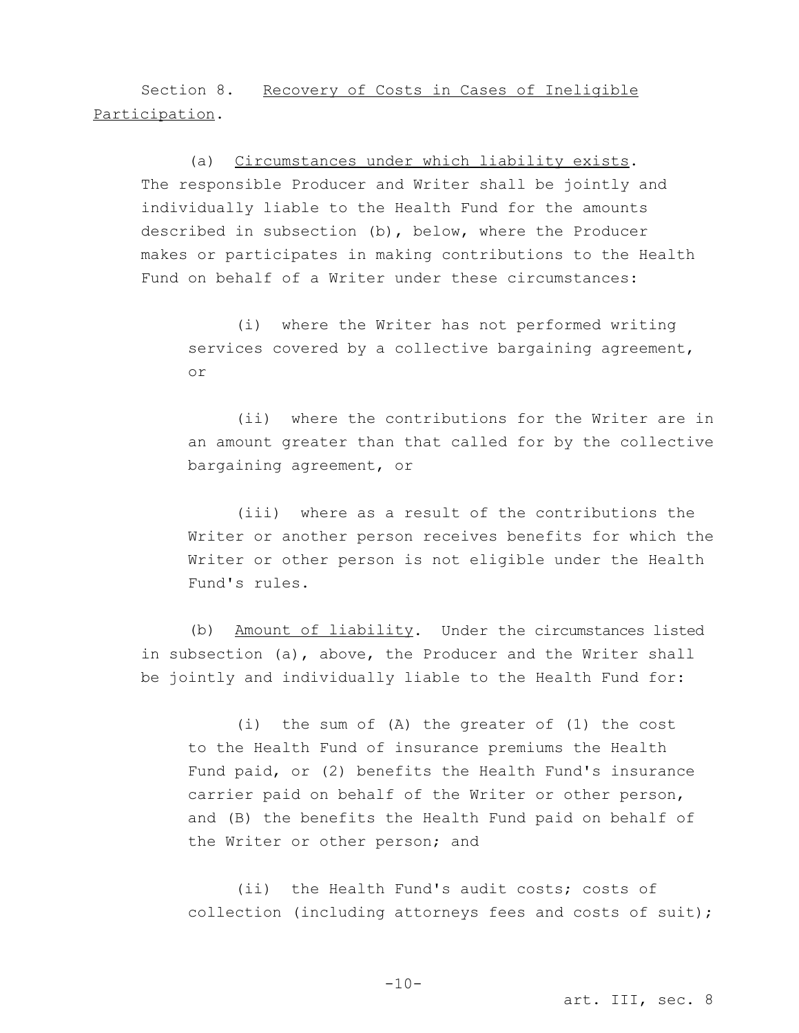Section 8. <u>Recovery of Costs in Cases of Ineligible Participation</u>.

(a) <u>Circumstances under which liability exists</u>. The responsible Producer and Writer shall be jointly and individually liable to the Health Fund for the amounts described in subsection (b), below, where the Producer makes or participates in making contributions to the Health Fund on behalf of a Writer under these circumstances:

(i) where the Writer has not performed writing services covered by a collective bargaining agreement, or

(ii) where the contributions for the Writer are in an amount greater than that called for by the collective bargaining agreement, or

(iii) where as a result of the contributions the Writer or another person receives benefits for which the Writer or other person is not eligible under the Health Fund's rules.

(b) <u>Amount of liability</u>. Under the circumstances listed in subsection (a), above, the Producer and the Writer shall be jointly and individually liable to the Health Fund for:

(i) the sum of (A) the greater of (1) the cost to the Health Fund of insurance premiums the Health Fund paid, or (2) benefits the Health Fund's insurance carrier paid on behalf of the Writer or other person, and (B) the benefits the Health Fund paid on behalf of the Writer or other person; and

(ii) the Health Fund's audit costs; costs of collection (including attorneys fees and costs of suit);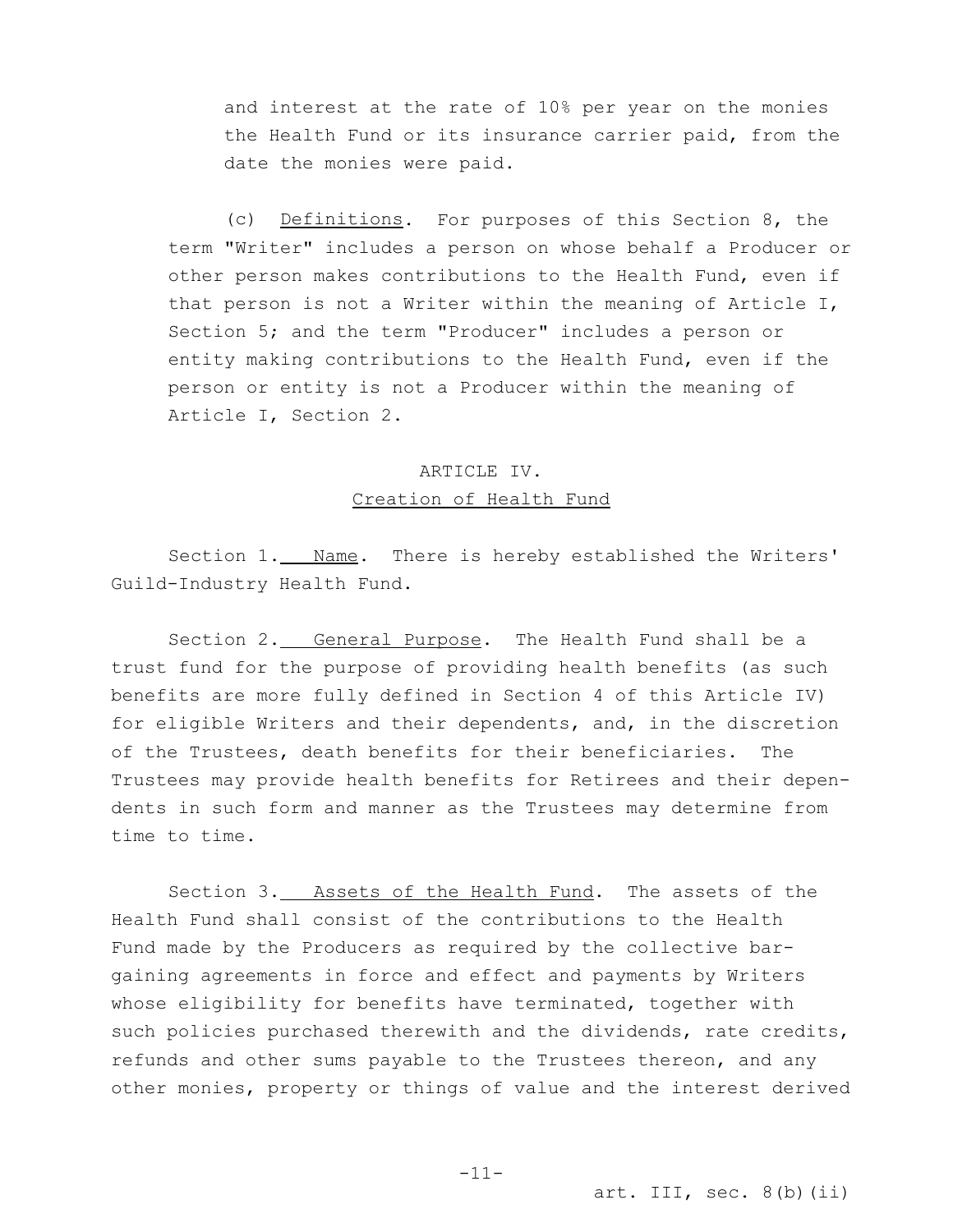and interest at the rate of 10% per year on the monies the Health Fund or its insurance carrier paid, from the date the monies were paid.

(c) Definitions. For purposes of this Section 8, the term "Writer" includes a person on whose behalf a Producer or other person makes contributions to the Health Fund, even if that person is not a Writer within the meaning of Article I, Section 5; and the term "Producer" includes a person or entity making contributions to the Health Fund, even if the person or entity is not a Producer within the meaning of Article I, Section 2.

## ARTICLE IV.
## Creation of Health Fund

Section 1. Name. There is hereby established the Writers' Guild-Industry Health Fund.

Section 2. General Purpose. The Health Fund shall be a trust fund for the purpose of providing health benefits (as such benefits are more fully defined in Section 4 of this Article IV) for eligible Writers and their dependents, and, in the discretion of the Trustees, death benefits for their beneficiaries. The Trustees may provide health benefits for Retirees and their dependents in such form and manner as the Trustees may determine from time to time.

Section 3. Assets of the Health Fund. The assets of the Health Fund shall consist of the contributions to the Health Fund made by the Producers as required by the collective bargaining agreements in force and effect and payments by Writers whose eligibility for benefits have terminated, together with such policies purchased therewith and the dividends, rate credits, refunds and other sums payable to the Trustees thereon, and any other monies, property or things of value and the interest derived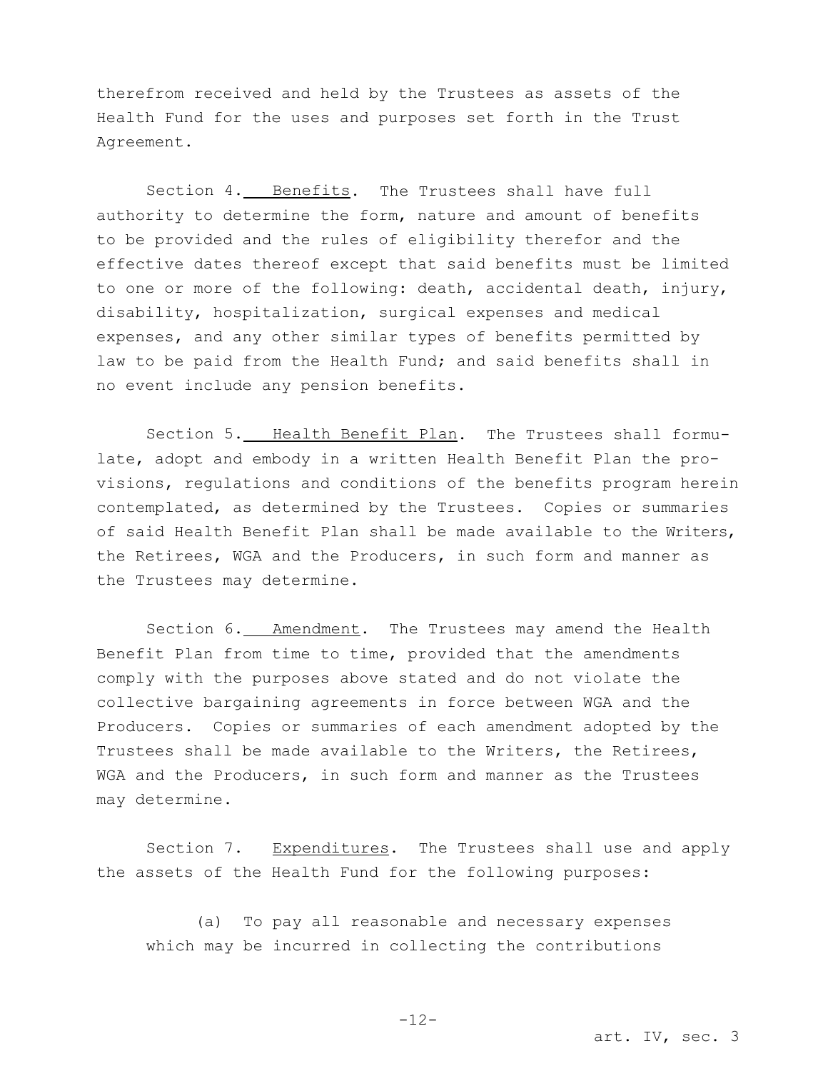therefrom received and held by the Trustees as assets of the Health Fund for the uses and purposes set forth in the Trust Agreement.

Section 4. Benefits. The Trustees shall have full authority to determine the form, nature and amount of benefits to be provided and the rules of eligibility therefor and the effective dates thereof except that said benefits must be limited to one or more of the following: death, accidental death, injury, disability, hospitalization, surgical expenses and medical expenses, and any other similar types of benefits permitted by law to be paid from the Health Fund; and said benefits shall in no event include any pension benefits.

Section 5. Health Benefit Plan. The Trustees shall formulate, adopt and embody in a written Health Benefit Plan the provisions, regulations and conditions of the benefits program herein contemplated, as determined by the Trustees. Copies or summaries of said Health Benefit Plan shall be made available to the Writers, the Retirees, WGA and the Producers, in such form and manner as the Trustees may determine.

Section 6. Amendment. The Trustees may amend the Health Benefit Plan from time to time, provided that the amendments comply with the purposes above stated and do not violate the collective bargaining agreements in force between WGA and the Producers. Copies or summaries of each amendment adopted by the Trustees shall be made available to the Writers, the Retirees, WGA and the Producers, in such form and manner as the Trustees may determine.

Section 7. Expenditures. The Trustees shall use and apply the assets of the Health Fund for the following purposes:

(a) To pay all reasonable and necessary expenses which may be incurred in collecting the contributions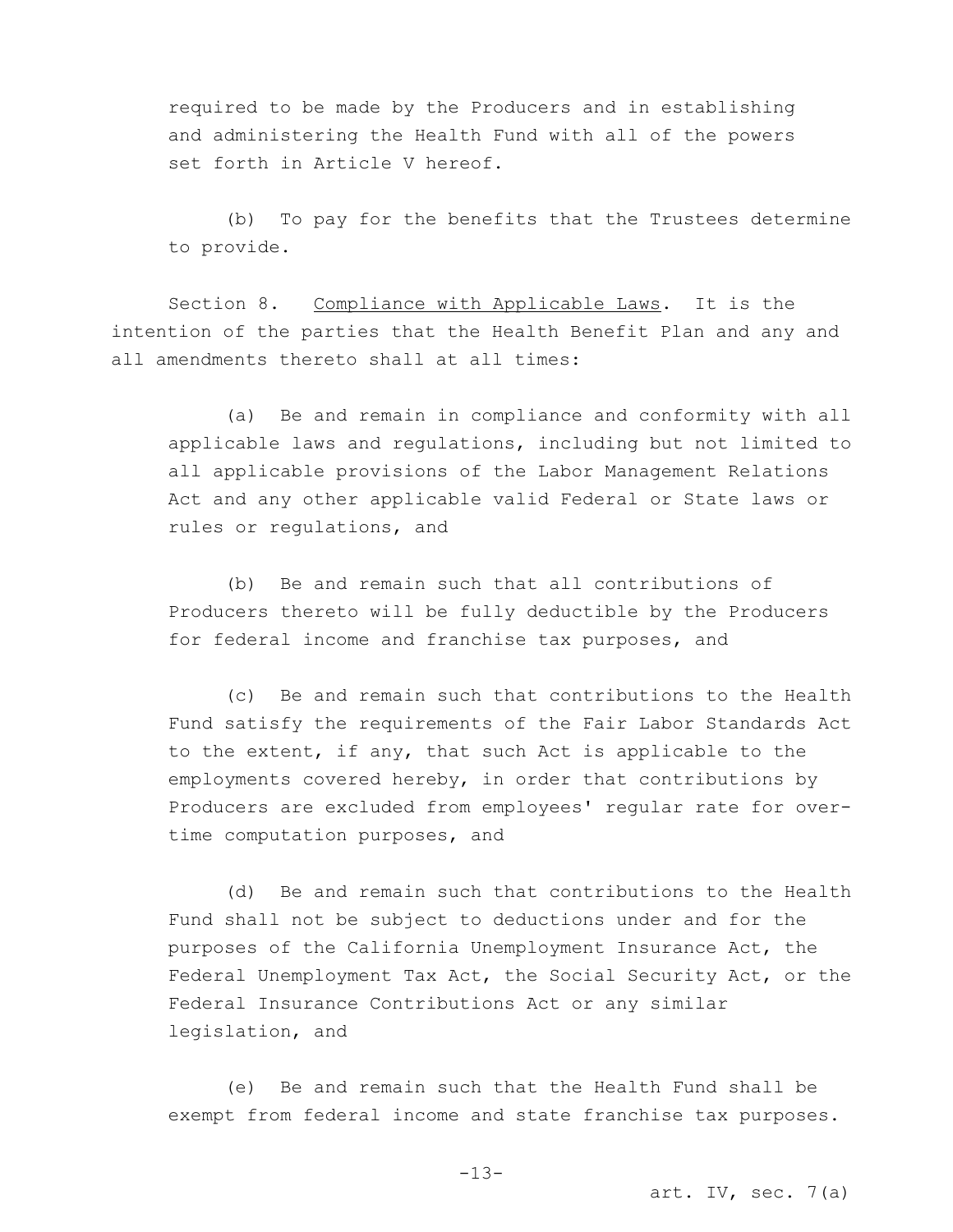required to be made by the Producers and in establishing and administering the Health Fund with all of the powers set forth in Article V hereof.

(b) To pay for the benefits that the Trustees determine to provide.

Section 8. Compliance with Applicable Laws. It is the intention of the parties that the Health Benefit Plan and any and all amendments thereto shall at all times:

(a) Be and remain in compliance and conformity with all applicable laws and regulations, including but not limited to all applicable provisions of the Labor Management Relations Act and any other applicable valid Federal or State laws or rules or regulations, and

(b) Be and remain such that all contributions of Producers thereto will be fully deductible by the Producers for federal income and franchise tax purposes, and

(c) Be and remain such that contributions to the Health Fund satisfy the requirements of the Fair Labor Standards Act to the extent, if any, that such Act is applicable to the employments covered hereby, in order that contributions by Producers are excluded from employees' regular rate for overtime computation purposes, and

(d) Be and remain such that contributions to the Health Fund shall not be subject to deductions under and for the purposes of the California Unemployment Insurance Act, the Federal Unemployment Tax Act, the Social Security Act, or the Federal Insurance Contributions Act or any similar legislation, and

(e) Be and remain such that the Health Fund shall be exempt from federal income and state franchise tax purposes.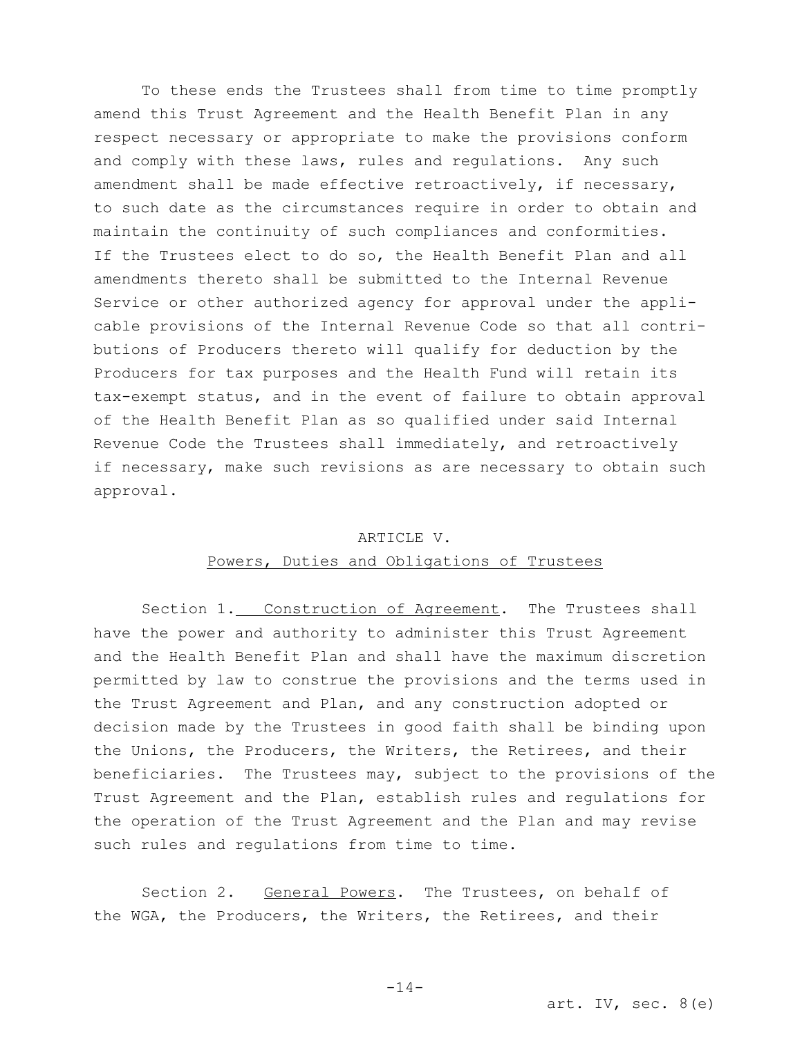To these ends the Trustees shall from time to time promptly amend this Trust Agreement and the Health Benefit Plan in any respect necessary or appropriate to make the provisions conform and comply with these laws, rules and regulations. Any such amendment shall be made effective retroactively, if necessary, to such date as the circumstances require in order to obtain and maintain the continuity of such compliances and conformities. If the Trustees elect to do so, the Health Benefit Plan and all amendments thereto shall be submitted to the Internal Revenue Service or other authorized agency for approval under the applicable provisions of the Internal Revenue Code so that all contributions of Producers thereto will qualify for deduction by the Producers for tax purposes and the Health Fund will retain its tax-exempt status, and in the event of failure to obtain approval of the Health Benefit Plan as so qualified under said Internal Revenue Code the Trustees shall immediately, and retroactively if necessary, make such revisions as are necessary to obtain such approval.

## ARTICLE V.
## Powers, Duties and Obligations of Trustees

Section 1. Construction of Agreement. The Trustees shall have the power and authority to administer this Trust Agreement and the Health Benefit Plan and shall have the maximum discretion permitted by law to construe the provisions and the terms used in the Trust Agreement and Plan, and any construction adopted or decision made by the Trustees in good faith shall be binding upon the Unions, the Producers, the Writers, the Retirees, and their beneficiaries. The Trustees may, subject to the provisions of the Trust Agreement and the Plan, establish rules and regulations for the operation of the Trust Agreement and the Plan and may revise such rules and regulations from time to time.

Section 2. General Powers. The Trustees, on behalf of the WGA, the Producers, the Writers, the Retirees, and their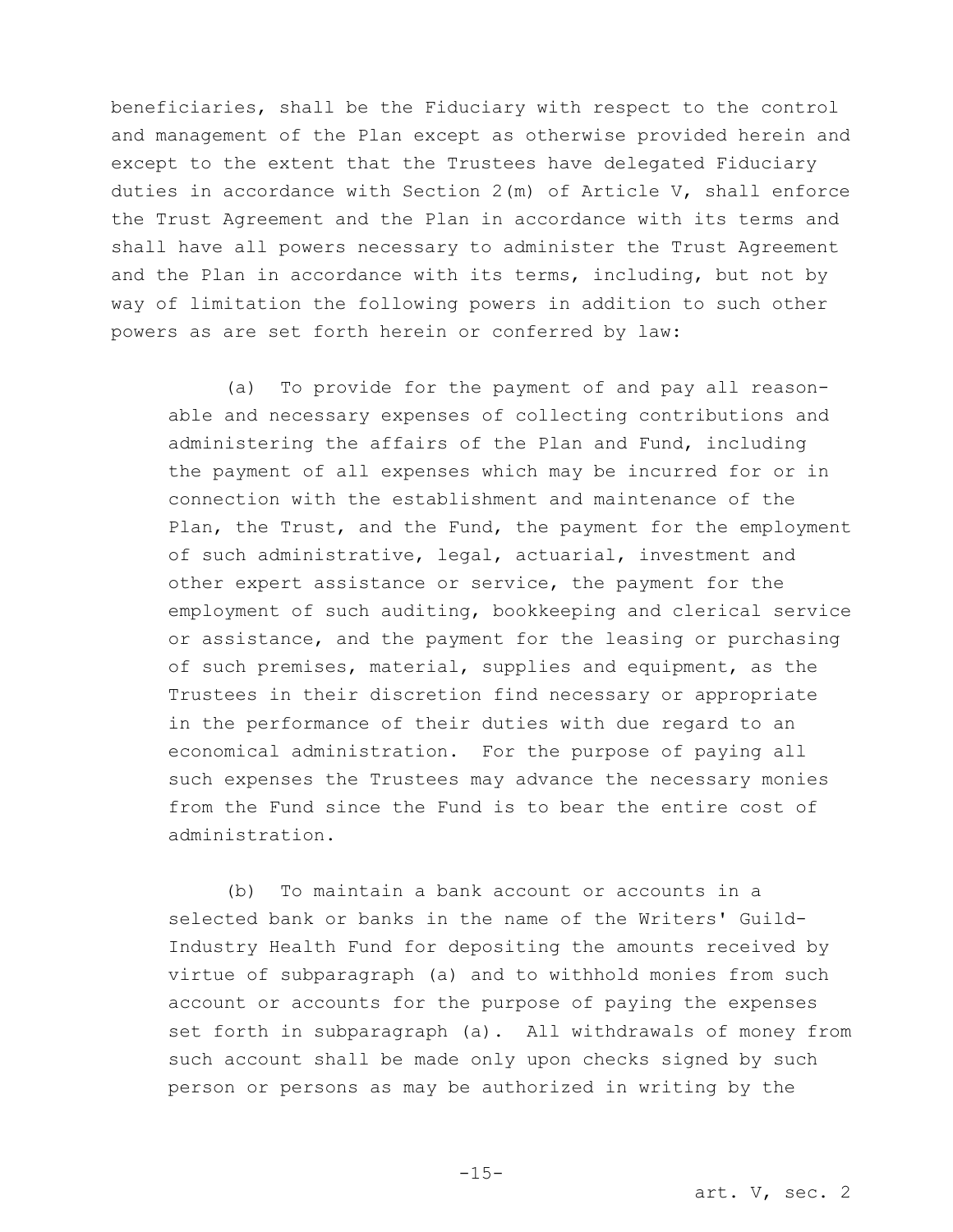beneficiaries, shall be the Fiduciary with respect to the control and management of the Plan except as otherwise provided herein and except to the extent that the Trustees have delegated Fiduciary duties in accordance with Section 2(m) of Article V, shall enforce the Trust Agreement and the Plan in accordance with its terms and shall have all powers necessary to administer the Trust Agreement and the Plan in accordance with its terms, including, but not by way of limitation the following powers in addition to such other powers as are set forth herein or conferred by law:

(a) To provide for the payment of and pay all reasonable and necessary expenses of collecting contributions and administering the affairs of the Plan and Fund, including the payment of all expenses which may be incurred for or in connection with the establishment and maintenance of the Plan, the Trust, and the Fund, the payment for the employment of such administrative, legal, actuarial, investment and other expert assistance or service, the payment for the employment of such auditing, bookkeeping and clerical service or assistance, and the payment for the leasing or purchasing of such premises, material, supplies and equipment, as the Trustees in their discretion find necessary or appropriate in the performance of their duties with due regard to an economical administration. For the purpose of paying all such expenses the Trustees may advance the necessary monies from the Fund since the Fund is to bear the entire cost of administration.

(b) To maintain a bank account or accounts in a selected bank or banks in the name of the Writers' Guild-Industry Health Fund for depositing the amounts received by virtue of subparagraph (a) and to withhold monies from such account or accounts for the purpose of paying the expenses set forth in subparagraph (a). All withdrawals of money from such account shall be made only upon checks signed by such person or persons as may be authorized in writing by the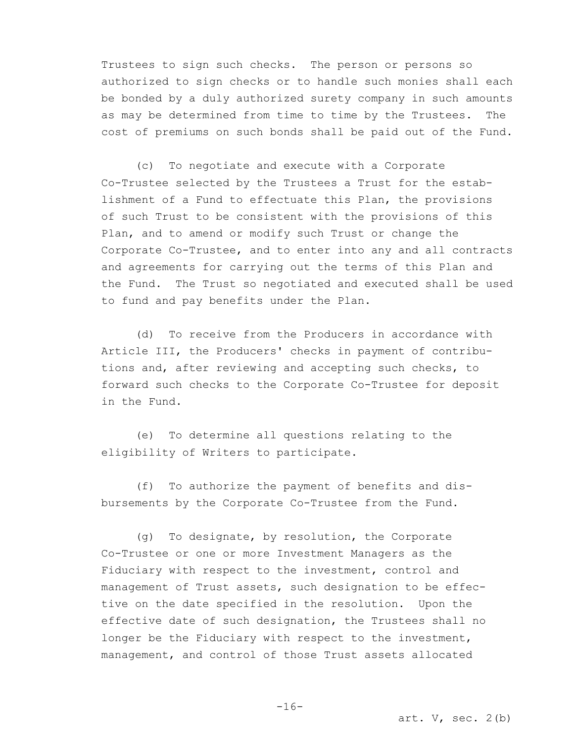Trustees to sign such checks. The person or persons so authorized to sign checks or to handle such monies shall each be bonded by a duly authorized surety company in such amounts as may be determined from time to time by the Trustees. The cost of premiums on such bonds shall be paid out of the Fund.

(c) To negotiate and execute with a Corporate Co-Trustee selected by the Trustees a Trust for the establishment of a Fund to effectuate this Plan, the provisions of such Trust to be consistent with the provisions of this Plan, and to amend or modify such Trust or change the Corporate Co-Trustee, and to enter into any and all contracts and agreements for carrying out the terms of this Plan and the Fund. The Trust so negotiated and executed shall be used to fund and pay benefits under the Plan.

(d) To receive from the Producers in accordance with Article III, the Producers' checks in payment of contributions and, after reviewing and accepting such checks, to forward such checks to the Corporate Co-Trustee for deposit in the Fund.

(e) To determine all questions relating to the eligibility of Writers to participate.

(f) To authorize the payment of benefits and disbursements by the Corporate Co-Trustee from the Fund.

(g) To designate, by resolution, the Corporate Co-Trustee or one or more Investment Managers as the Fiduciary with respect to the investment, control and management of Trust assets, such designation to be effective on the date specified in the resolution. Upon the effective date of such designation, the Trustees shall no longer be the Fiduciary with respect to the investment, management, and control of those Trust assets allocated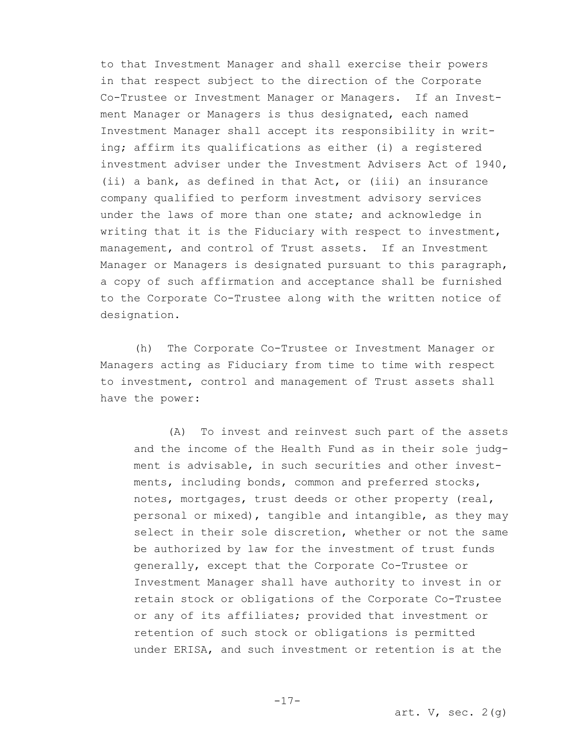to that Investment Manager and shall exercise their powers in that respect subject to the direction of the Corporate Co-Trustee or Investment Manager or Managers. If an Investment Manager or Managers is thus designated, each named Investment Manager shall accept its responsibility in writing; affirm its qualifications as either (i) a registered investment adviser under the Investment Advisers Act of 1940, (ii) a bank, as defined in that Act, or (iii) an insurance company qualified to perform investment advisory services under the laws of more than one state; and acknowledge in writing that it is the Fiduciary with respect to investment, management, and control of Trust assets. If an Investment Manager or Managers is designated pursuant to this paragraph, a copy of such affirmation and acceptance shall be furnished to the Corporate Co-Trustee along with the written notice of designation.

(h) The Corporate Co-Trustee or Investment Manager or Managers acting as Fiduciary from time to time with respect to investment, control and management of Trust assets shall have the power:

(A) To invest and reinvest such part of the assets and the income of the Health Fund as in their sole judgment is advisable, in such securities and other investments, including bonds, common and preferred stocks, notes, mortgages, trust deeds or other property (real, personal or mixed), tangible and intangible, as they may select in their sole discretion, whether or not the same be authorized by law for the investment of trust funds generally, except that the Corporate Co-Trustee or Investment Manager shall have authority to invest in or retain stock or obligations of the Corporate Co-Trustee or any of its affiliates; provided that investment or retention of such stock or obligations is permitted under ERISA, and such investment or retention is at the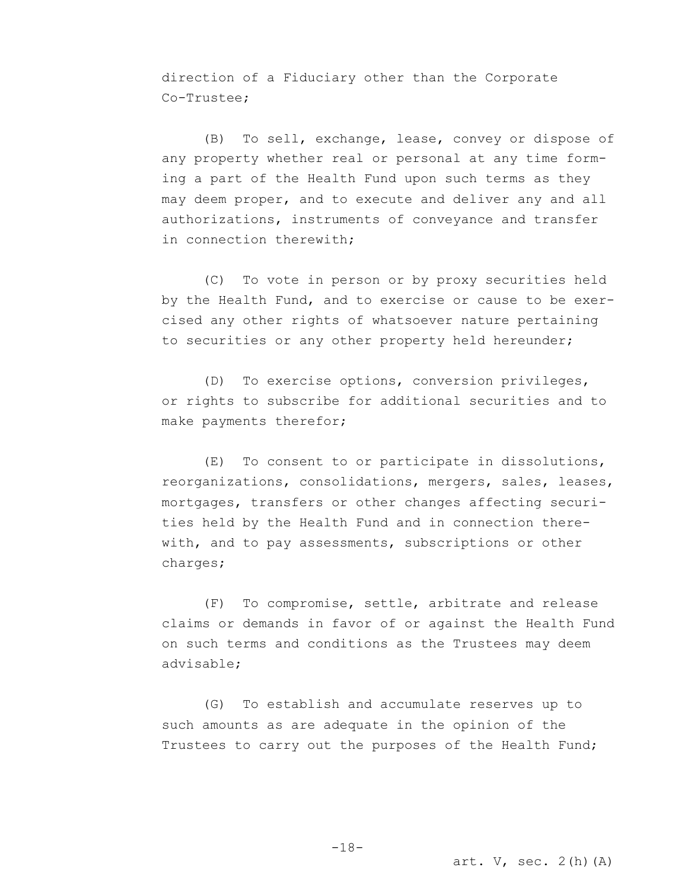direction of a Fiduciary other than the Corporate Co-Trustee;

(B) To sell, exchange, lease, convey or dispose of any property whether real or personal at any time forming a part of the Health Fund upon such terms as they may deem proper, and to execute and deliver any and all authorizations, instruments of conveyance and transfer in connection therewith;

(C) To vote in person or by proxy securities held by the Health Fund, and to exercise or cause to be exercised any other rights of whatsoever nature pertaining to securities or any other property held hereunder;

(D) To exercise options, conversion privileges, or rights to subscribe for additional securities and to make payments therefor;

(E) To consent to or participate in dissolutions, reorganizations, consolidations, mergers, sales, leases, mortgages, transfers or other changes affecting securities held by the Health Fund and in connection therewith, and to pay assessments, subscriptions or other charges;

(F) To compromise, settle, arbitrate and release claims or demands in favor of or against the Health Fund on such terms and conditions as the Trustees may deem advisable;

(G) To establish and accumulate reserves up to such amounts as are adequate in the opinion of the Trustees to carry out the purposes of the Health Fund;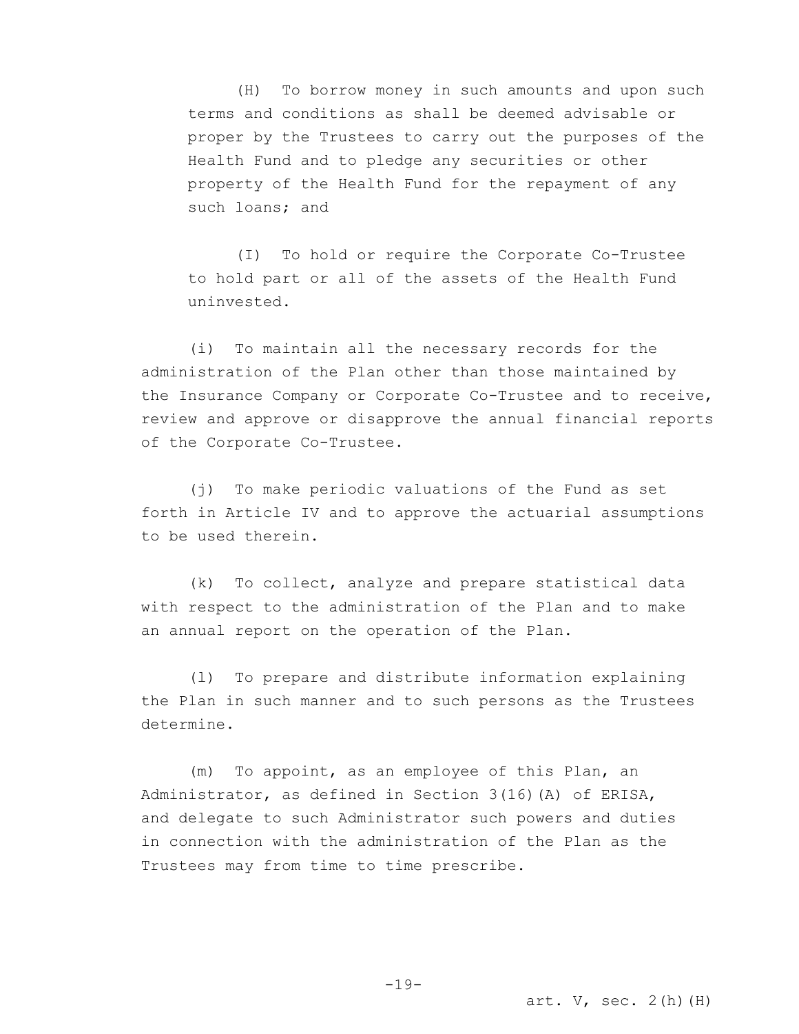(H) To borrow money in such amounts and upon such terms and conditions as shall be deemed advisable or proper by the Trustees to carry out the purposes of the Health Fund and to pledge any securities or other property of the Health Fund for the repayment of any such loans; and

(I) To hold or require the Corporate Co-Trustee to hold part or all of the assets of the Health Fund uninvested.

(i) To maintain all the necessary records for the administration of the Plan other than those maintained by the Insurance Company or Corporate Co-Trustee and to receive, review and approve or disapprove the annual financial reports of the Corporate Co-Trustee.

(j) To make periodic valuations of the Fund as set forth in Article IV and to approve the actuarial assumptions to be used therein.

(k) To collect, analyze and prepare statistical data with respect to the administration of the Plan and to make an annual report on the operation of the Plan.

(l) To prepare and distribute information explaining the Plan in such manner and to such persons as the Trustees determine.

(m) To appoint, as an employee of this Plan, an Administrator, as defined in Section 3(16)(A) of ERISA, and delegate to such Administrator such powers and duties in connection with the administration of the Plan as the Trustees may from time to time prescribe.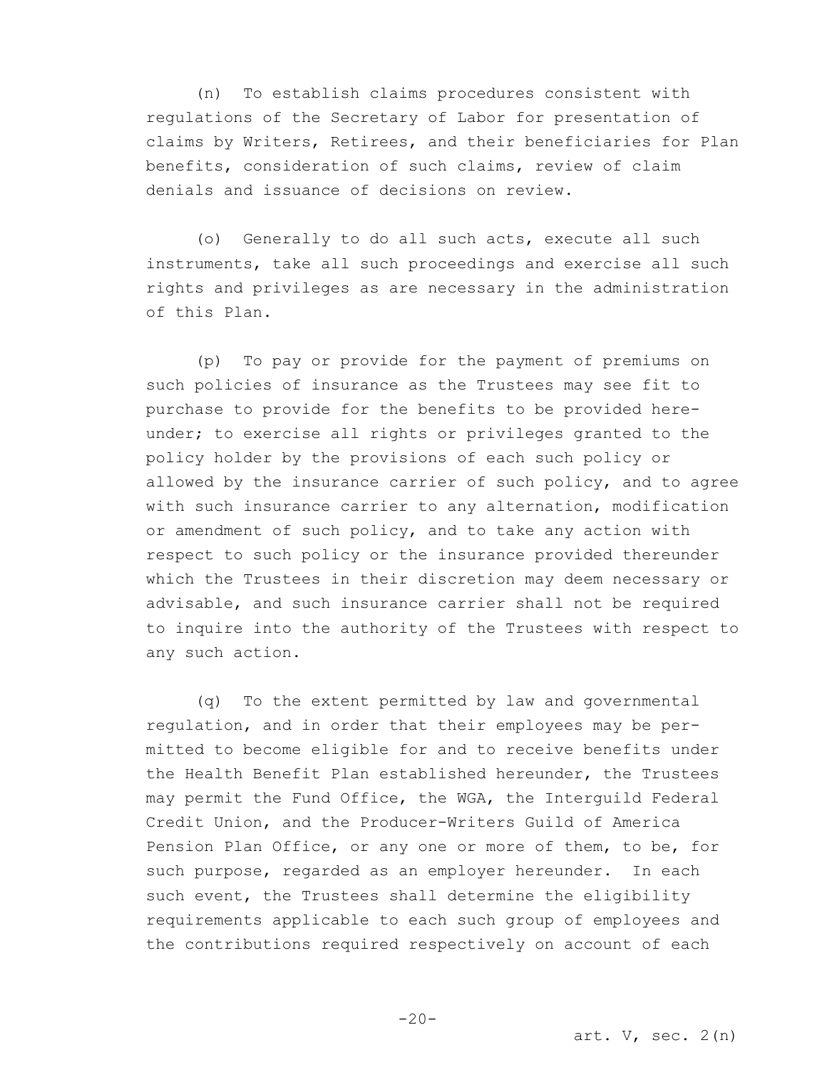(n) To establish claims procedures consistent with regulations of the Secretary of Labor for presentation of claims by Writers, Retirees, and their beneficiaries for Plan benefits, consideration of such claims, review of claim denials and issuance of decisions on review.

(o) Generally to do all such acts, execute all such instruments, take all such proceedings and exercise all such rights and privileges as are necessary in the administration of this Plan.

(p) To pay or provide for the payment of premiums on such policies of insurance as the Trustees may see fit to purchase to provide for the benefits to be provided hereunder; to exercise all rights or privileges granted to the policy holder by the provisions of each such policy or allowed by the insurance carrier of such policy, and to agree with such insurance carrier to any alternation, modification or amendment of such policy, and to take any action with respect to such policy or the insurance provided thereunder which the Trustees in their discretion may deem necessary or advisable, and such insurance carrier shall not be required to inquire into the authority of the Trustees with respect to any such action.

(q) To the extent permitted by law and governmental regulation, and in order that their employees may be permitted to become eligible for and to receive benefits under the Health Benefit Plan established hereunder, the Trustees may permit the Fund Office, the WGA, the Interguild Federal Credit Union, and the Producer-Writers Guild of America Pension Plan Office, or any one or more of them, to be, for such purpose, regarded as an employer hereunder. In each such event, the Trustees shall determine the eligibility requirements applicable to each such group of employees and the contributions required respectively on account of each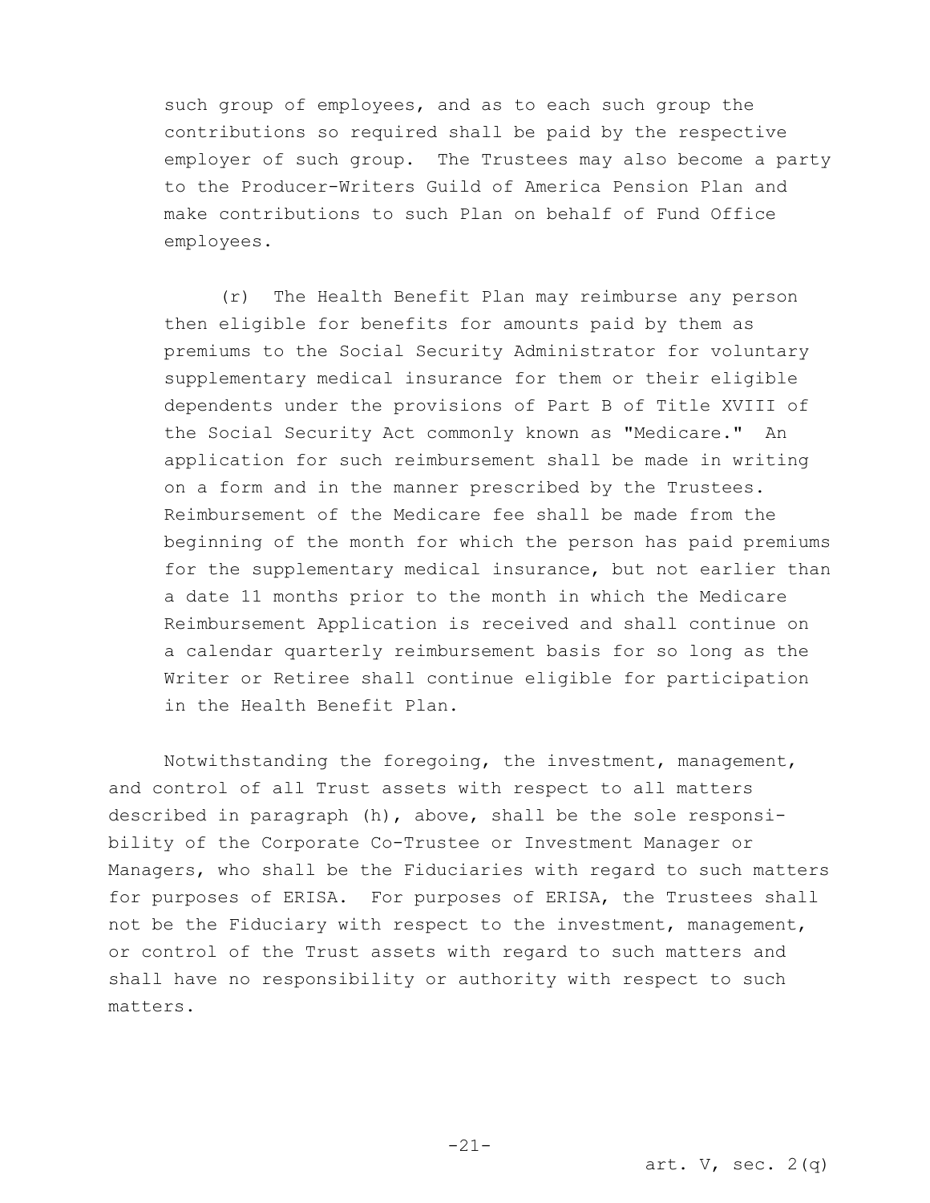such group of employees, and as to each such group the contributions so required shall be paid by the respective employer of such group. The Trustees may also become a party to the Producer-Writers Guild of America Pension Plan and make contributions to such Plan on behalf of Fund Office employees.

(r) The Health Benefit Plan may reimburse any person then eligible for benefits for amounts paid by them as premiums to the Social Security Administrator for voluntary supplementary medical insurance for them or their eligible dependents under the provisions of Part B of Title XVIII of the Social Security Act commonly known as "Medicare." An application for such reimbursement shall be made in writing on a form and in the manner prescribed by the Trustees. Reimbursement of the Medicare fee shall be made from the beginning of the month for which the person has paid premiums for the supplementary medical insurance, but not earlier than a date 11 months prior to the month in which the Medicare Reimbursement Application is received and shall continue on a calendar quarterly reimbursement basis for so long as the Writer or Retiree shall continue eligible for participation in the Health Benefit Plan.

Notwithstanding the foregoing, the investment, management, and control of all Trust assets with respect to all matters described in paragraph (h), above, shall be the sole responsibility of the Corporate Co-Trustee or Investment Manager or Managers, who shall be the Fiduciaries with regard to such matters for purposes of ERISA. For purposes of ERISA, the Trustees shall not be the Fiduciary with respect to the investment, management, or control of the Trust assets with regard to such matters and shall have no responsibility or authority with respect to such matters.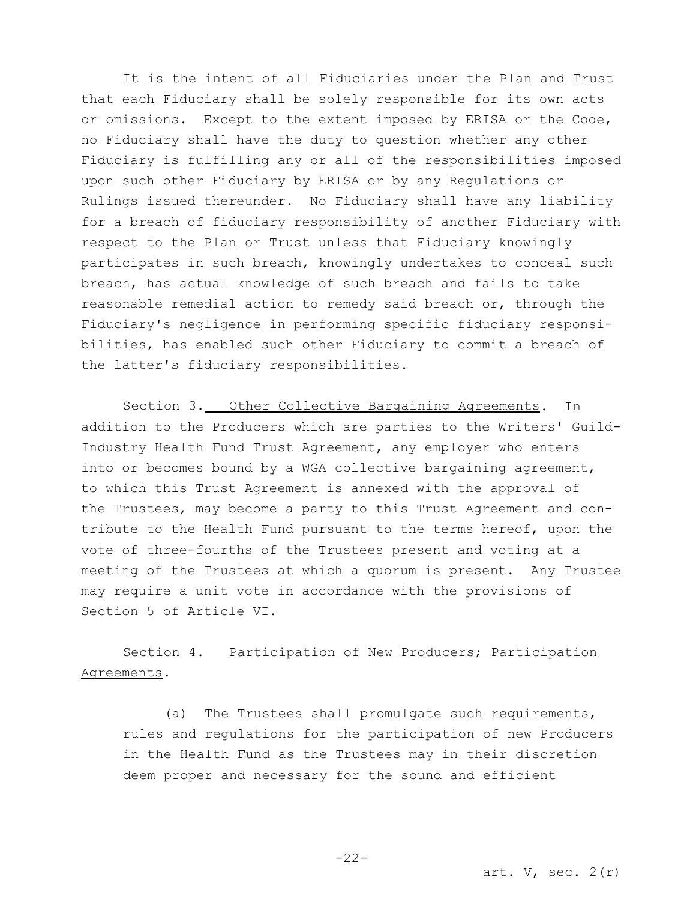It is the intent of all Fiduciaries under the Plan and Trust that each Fiduciary shall be solely responsible for its own acts or omissions. Except to the extent imposed by ERISA or the Code, no Fiduciary shall have the duty to question whether any other Fiduciary is fulfilling any or all of the responsibilities imposed upon such other Fiduciary by ERISA or by any Regulations or Rulings issued thereunder. No Fiduciary shall have any liability for a breach of fiduciary responsibility of another Fiduciary with respect to the Plan or Trust unless that Fiduciary knowingly participates in such breach, knowingly undertakes to conceal such breach, has actual knowledge of such breach and fails to take reasonable remedial action to remedy said breach or, through the Fiduciary's negligence in performing specific fiduciary responsibilities, has enabled such other Fiduciary to commit a breach of the latter's fiduciary responsibilities.

Section 3. Other Collective Bargaining Agreements. In addition to the Producers which are parties to the Writers' Guild-Industry Health Fund Trust Agreement, any employer who enters into or becomes bound by a WGA collective bargaining agreement, to which this Trust Agreement is annexed with the approval of the Trustees, may become a party to this Trust Agreement and contribute to the Health Fund pursuant to the terms hereof, upon the vote of three-fourths of the Trustees present and voting at a meeting of the Trustees at which a quorum is present. Any Trustee may require a unit vote in accordance with the provisions of Section 5 of Article VI.

Section 4. Participation of New Producers; Participation Agreements.

(a) The Trustees shall promulgate such requirements, rules and regulations for the participation of new Producers in the Health Fund as the Trustees may in their discretion deem proper and necessary for the sound and efficient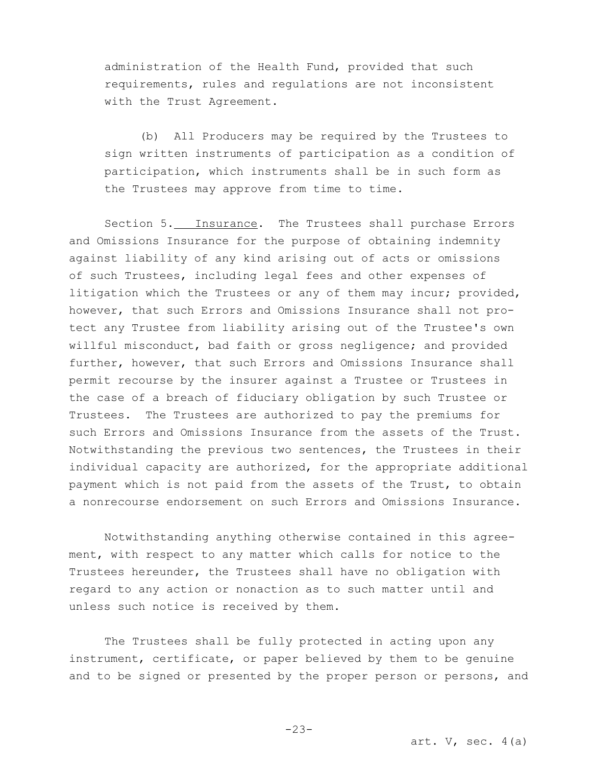administration of the Health Fund, provided that such requirements, rules and regulations are not inconsistent with the Trust Agreement.

(b) All Producers may be required by the Trustees to sign written instruments of participation as a condition of participation, which instruments shall be in such form as the Trustees may approve from time to time.

Section 5. Insurance. The Trustees shall purchase Errors and Omissions Insurance for the purpose of obtaining indemnity against liability of any kind arising out of acts or omissions of such Trustees, including legal fees and other expenses of litigation which the Trustees or any of them may incur; provided, however, that such Errors and Omissions Insurance shall not protect any Trustee from liability arising out of the Trustee's own willful misconduct, bad faith or gross negligence; and provided further, however, that such Errors and Omissions Insurance shall permit recourse by the insurer against a Trustee or Trustees in the case of a breach of fiduciary obligation by such Trustee or Trustees. The Trustees are authorized to pay the premiums for such Errors and Omissions Insurance from the assets of the Trust. Notwithstanding the previous two sentences, the Trustees in their individual capacity are authorized, for the appropriate additional payment which is not paid from the assets of the Trust, to obtain a nonrecourse endorsement on such Errors and Omissions Insurance.

Notwithstanding anything otherwise contained in this agreement, with respect to any matter which calls for notice to the Trustees hereunder, the Trustees shall have no obligation with regard to any action or nonaction as to such matter until and unless such notice is received by them.

The Trustees shall be fully protected in acting upon any instrument, certificate, or paper believed by them to be genuine and to be signed or presented by the proper person or persons, and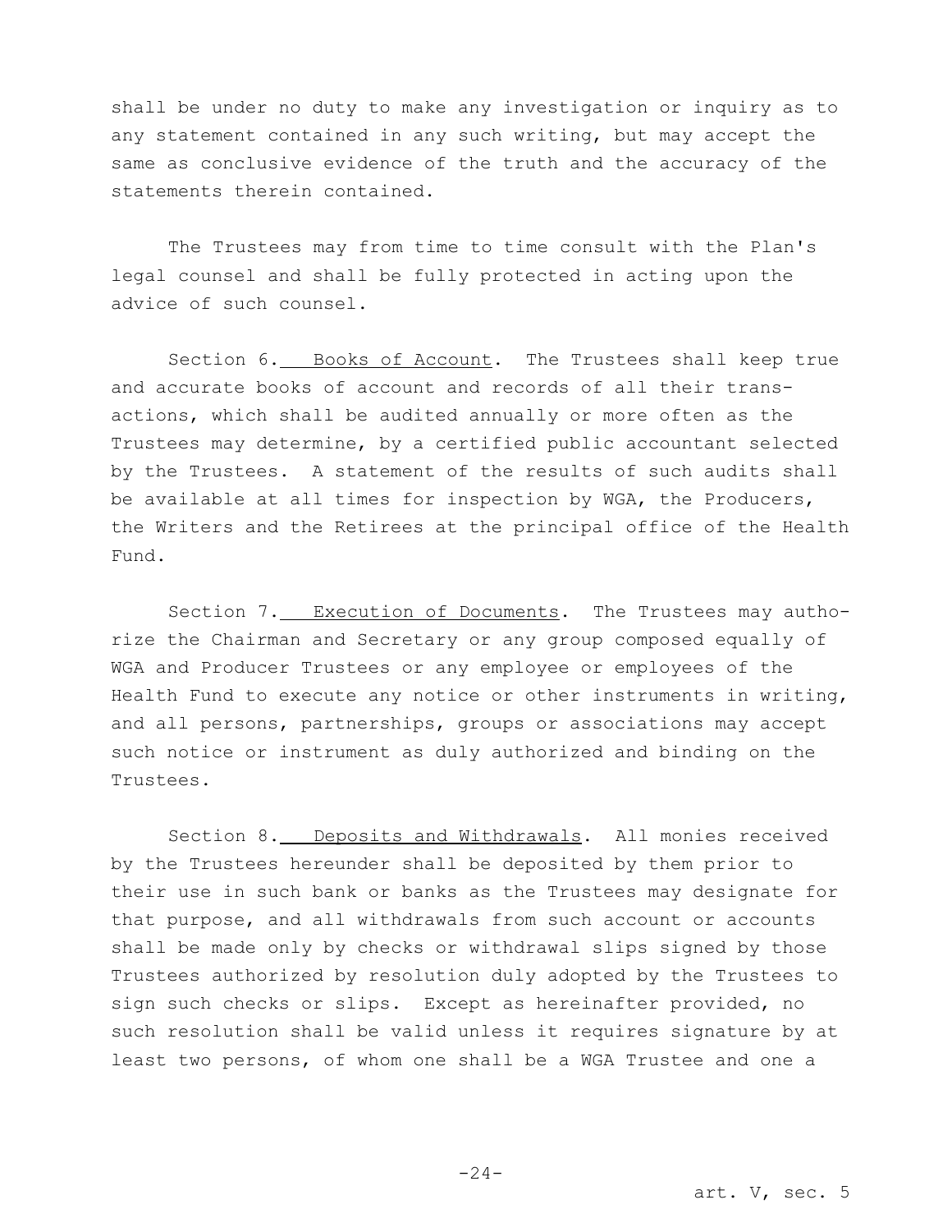shall be under no duty to make any investigation or inquiry as to any statement contained in any such writing, but may accept the same as conclusive evidence of the truth and the accuracy of the statements therein contained.

The Trustees may from time to time consult with the Plan's legal counsel and shall be fully protected in acting upon the advice of such counsel.

Section 6. Books of Account. The Trustees shall keep true and accurate books of account and records of all their transactions, which shall be audited annually or more often as the Trustees may determine, by a certified public accountant selected by the Trustees. A statement of the results of such audits shall be available at all times for inspection by WGA, the Producers, the Writers and the Retirees at the principal office of the Health Fund.

Section 7. Execution of Documents. The Trustees may authorize the Chairman and Secretary or any group composed equally of WGA and Producer Trustees or any employee or employees of the Health Fund to execute any notice or other instruments in writing, and all persons, partnerships, groups or associations may accept such notice or instrument as duly authorized and binding on the Trustees.

Section 8. Deposits and Withdrawals. All monies received by the Trustees hereunder shall be deposited by them prior to their use in such bank or banks as the Trustees may designate for that purpose, and all withdrawals from such account or accounts shall be made only by checks or withdrawal slips signed by those Trustees authorized by resolution duly adopted by the Trustees to sign such checks or slips. Except as hereinafter provided, no such resolution shall be valid unless it requires signature by at least two persons, of whom one shall be a WGA Trustee and one a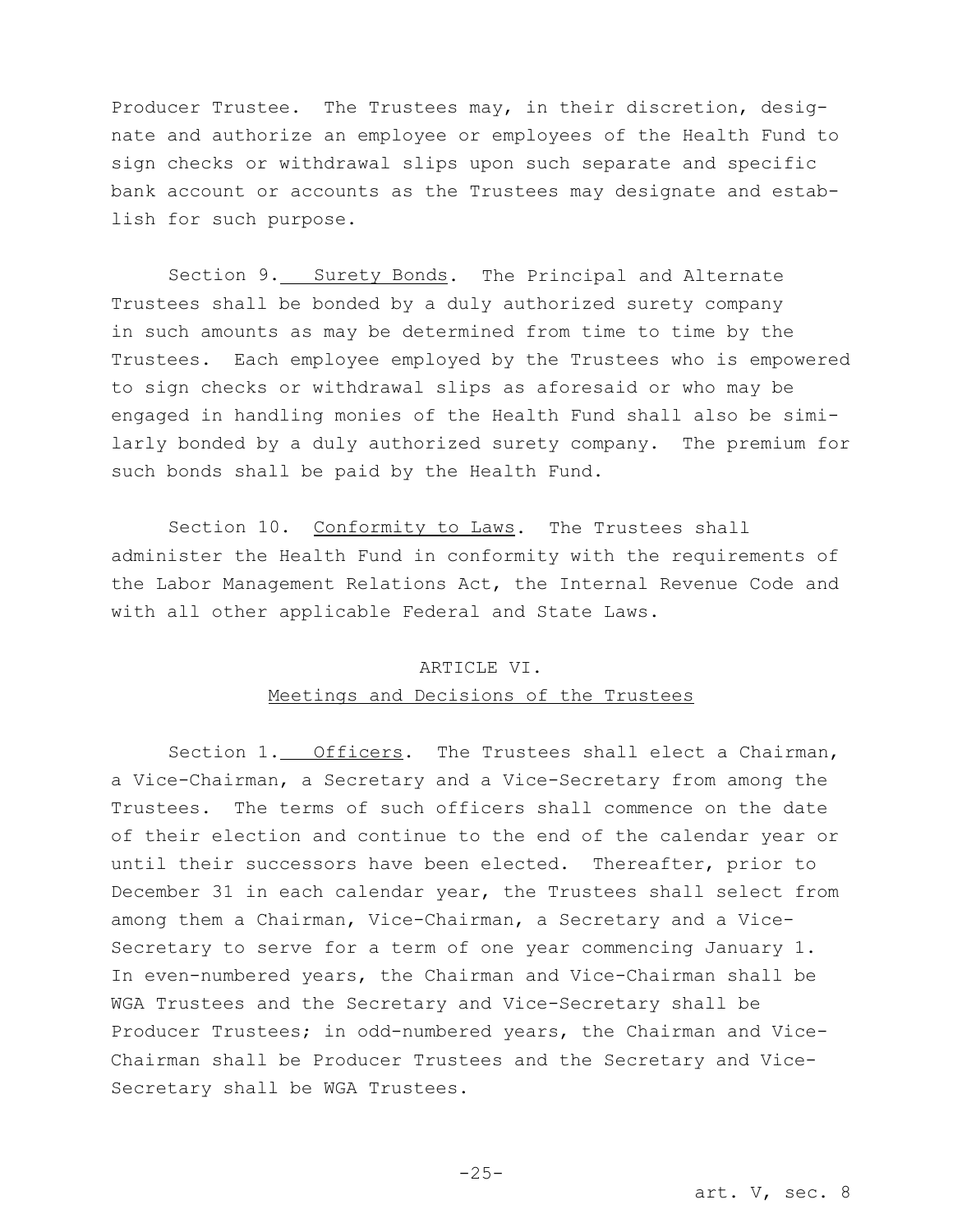Producer Trustee. The Trustees may, in their discretion, designate and authorize an employee or employees of the Health Fund to sign checks or withdrawal slips upon such separate and specific bank account or accounts as the Trustees may designate and establish for such purpose.

Section 9. Surety Bonds. The Principal and Alternate Trustees shall be bonded by a duly authorized surety company in such amounts as may be determined from time to time by the Trustees. Each employee employed by the Trustees who is empowered to sign checks or withdrawal slips as aforesaid or who may be engaged in handling monies of the Health Fund shall also be similarly bonded by a duly authorized surety company. The premium for such bonds shall be paid by the Health Fund.

Section 10. Conformity to Laws. The Trustees shall administer the Health Fund in conformity with the requirements of the Labor Management Relations Act, the Internal Revenue Code and with all other applicable Federal and State Laws.

## ARTICLE VI.
## Meetings and Decisions of the Trustees

Section 1. Officers. The Trustees shall elect a Chairman, a Vice-Chairman, a Secretary and a Vice-Secretary from among the Trustees. The terms of such officers shall commence on the date of their election and continue to the end of the calendar year or until their successors have been elected. Thereafter, prior to December 31 in each calendar year, the Trustees shall select from among them a Chairman, Vice-Chairman, a Secretary and a Vice-Secretary to serve for a term of one year commencing January 1. In even-numbered years, the Chairman and Vice-Chairman shall be WGA Trustees and the Secretary and Vice-Secretary shall be Producer Trustees; in odd-numbered years, the Chairman and Vice-Chairman shall be Producer Trustees and the Secretary and Vice-Secretary shall be WGA Trustees.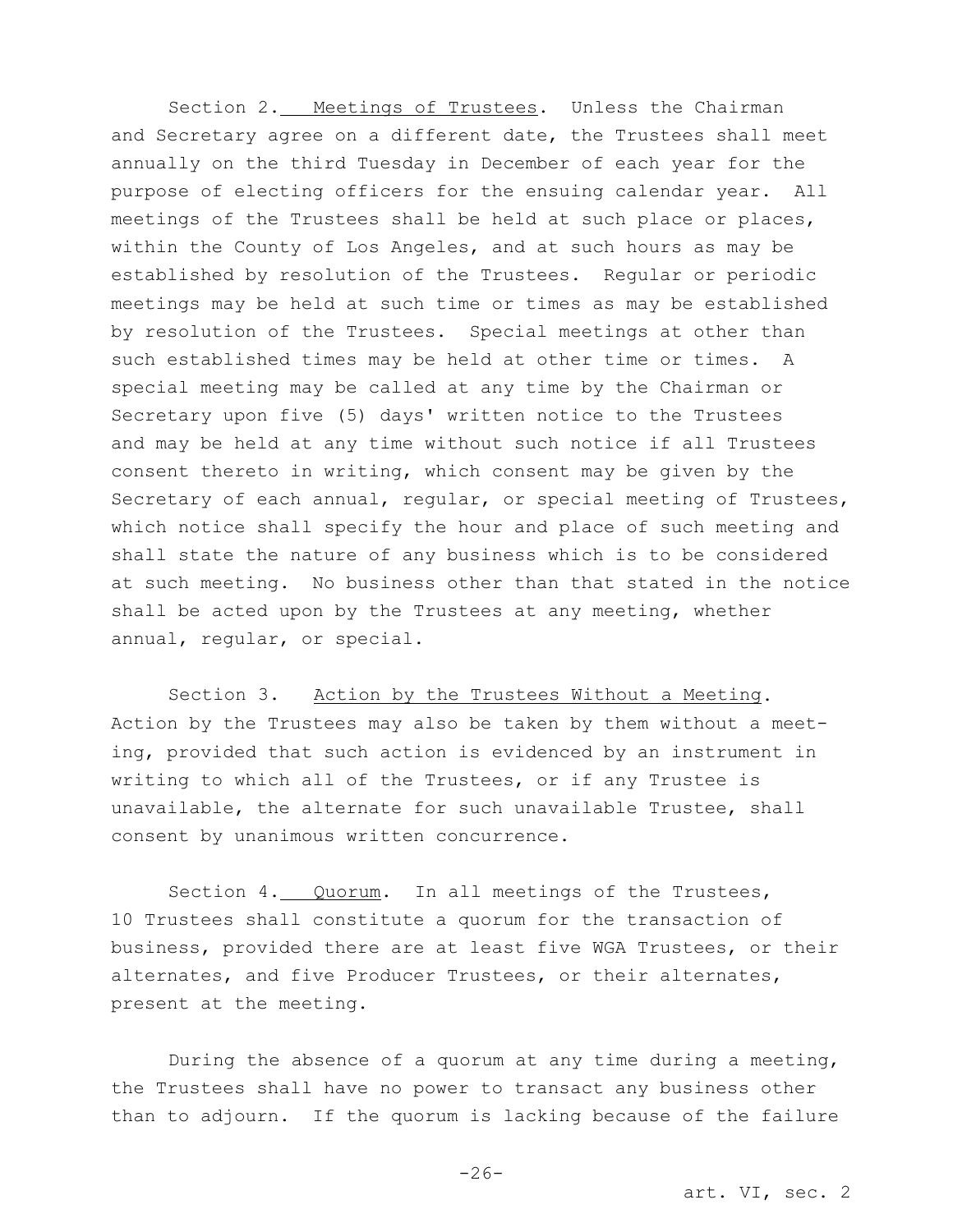Section 2. Meetings of Trustees. Unless the Chairman and Secretary agree on a different date, the Trustees shall meet annually on the third Tuesday in December of each year for the purpose of electing officers for the ensuing calendar year. All meetings of the Trustees shall be held at such place or places, within the County of Los Angeles, and at such hours as may be established by resolution of the Trustees. Regular or periodic meetings may be held at such time or times as may be established by resolution of the Trustees. Special meetings at other than such established times may be held at other time or times. A special meeting may be called at any time by the Chairman or Secretary upon five (5) days' written notice to the Trustees and may be held at any time without such notice if all Trustees consent thereto in writing, which consent may be given by the Secretary of each annual, regular, or special meeting of Trustees, which notice shall specify the hour and place of such meeting and shall state the nature of any business which is to be considered at such meeting. No business other than that stated in the notice shall be acted upon by the Trustees at any meeting, whether annual, regular, or special.

Section 3. Action by the Trustees Without a Meeting. Action by the Trustees may also be taken by them without a meeting, provided that such action is evidenced by an instrument in writing to which all of the Trustees, or if any Trustee is unavailable, the alternate for such unavailable Trustee, shall consent by unanimous written concurrence.

Section 4. Quorum. In all meetings of the Trustees, 10 Trustees shall constitute a quorum for the transaction of business, provided there are at least five WGA Trustees, or their alternates, and five Producer Trustees, or their alternates, present at the meeting.

During the absence of a quorum at any time during a meeting, the Trustees shall have no power to transact any business other than to adjourn. If the quorum is lacking because of the failure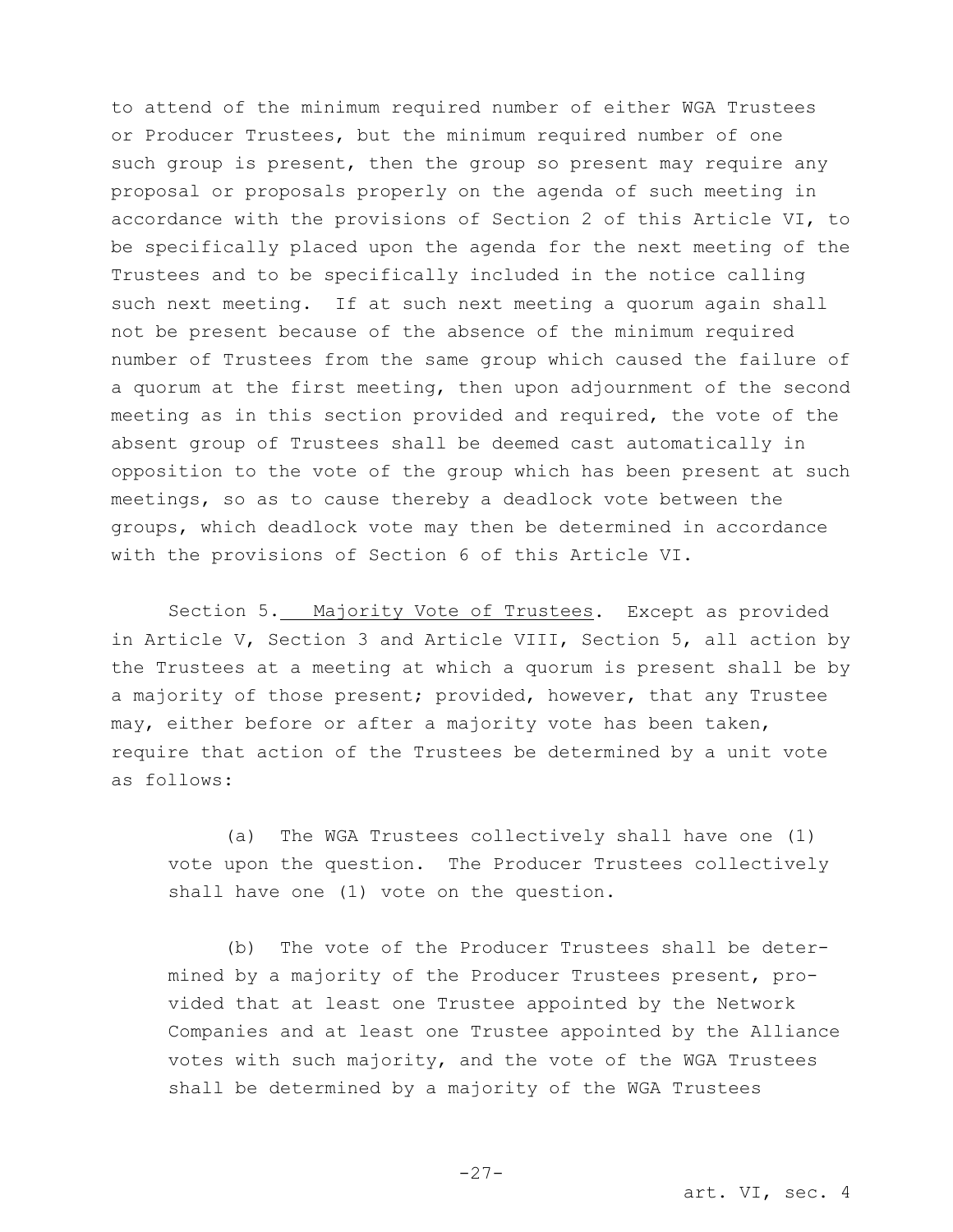to attend of the minimum required number of either WGA Trustees or Producer Trustees, but the minimum required number of one such group is present, then the group so present may require any proposal or proposals properly on the agenda of such meeting in accordance with the provisions of Section 2 of this Article VI, to be specifically placed upon the agenda for the next meeting of the Trustees and to be specifically included in the notice calling such next meeting. If at such next meeting a quorum again shall not be present because of the absence of the minimum required number of Trustees from the same group which caused the failure of a quorum at the first meeting, then upon adjournment of the second meeting as in this section provided and required, the vote of the absent group of Trustees shall be deemed cast automatically in opposition to the vote of the group which has been present at such meetings, so as to cause thereby a deadlock vote between the groups, which deadlock vote may then be determined in accordance with the provisions of Section 6 of this Article VI.

Section 5. Majority Vote of Trustees. Except as provided in Article V, Section 3 and Article VIII, Section 5, all action by the Trustees at a meeting at which a quorum is present shall be by a majority of those present; provided, however, that any Trustee may, either before or after a majority vote has been taken, require that action of the Trustees be determined by a unit vote as follows:

(a) The WGA Trustees collectively shall have one (1) vote upon the question. The Producer Trustees collectively shall have one (1) vote on the question.

(b) The vote of the Producer Trustees shall be determined by a majority of the Producer Trustees present, provided that at least one Trustee appointed by the Network Companies and at least one Trustee appointed by the Alliance votes with such majority, and the vote of the WGA Trustees shall be determined by a majority of the WGA Trustees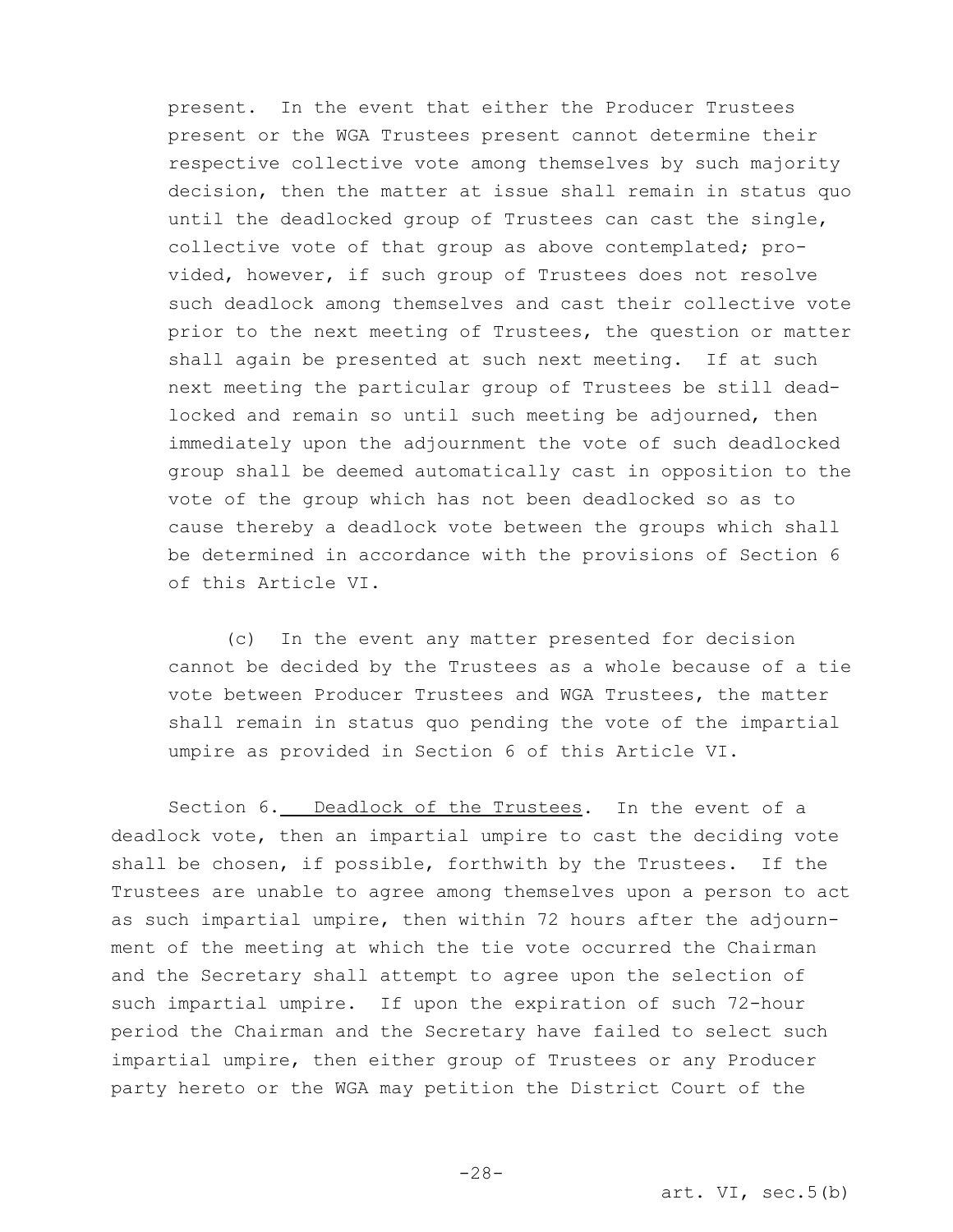present. In the event that either the Producer Trustees present or the WGA Trustees present cannot determine their respective collective vote among themselves by such majority decision, then the matter at issue shall remain in status quo until the deadlocked group of Trustees can cast the single, collective vote of that group as above contemplated; provided, however, if such group of Trustees does not resolve such deadlock among themselves and cast their collective vote prior to the next meeting of Trustees, the question or matter shall again be presented at such next meeting. If at such next meeting the particular group of Trustees be still deadlocked and remain so until such meeting be adjourned, then immediately upon the adjournment the vote of such deadlocked group shall be deemed automatically cast in opposition to the vote of the group which has not been deadlocked so as to cause thereby a deadlock vote between the groups which shall be determined in accordance with the provisions of Section 6 of this Article VI.

(c) In the event any matter presented for decision cannot be decided by the Trustees as a whole because of a tie vote between Producer Trustees and WGA Trustees, the matter shall remain in status quo pending the vote of the impartial umpire as provided in Section 6 of this Article VI.

Section 6. Deadlock of the Trustees. In the event of a deadlock vote, then an impartial umpire to cast the deciding vote shall be chosen, if possible, forthwith by the Trustees. If the Trustees are unable to agree among themselves upon a person to act as such impartial umpire, then within 72 hours after the adjournment of the meeting at which the tie vote occurred the Chairman and the Secretary shall attempt to agree upon the selection of such impartial umpire. If upon the expiration of such 72-hour period the Chairman and the Secretary have failed to select such impartial umpire, then either group of Trustees or any Producer party hereto or the WGA may petition the District Court of the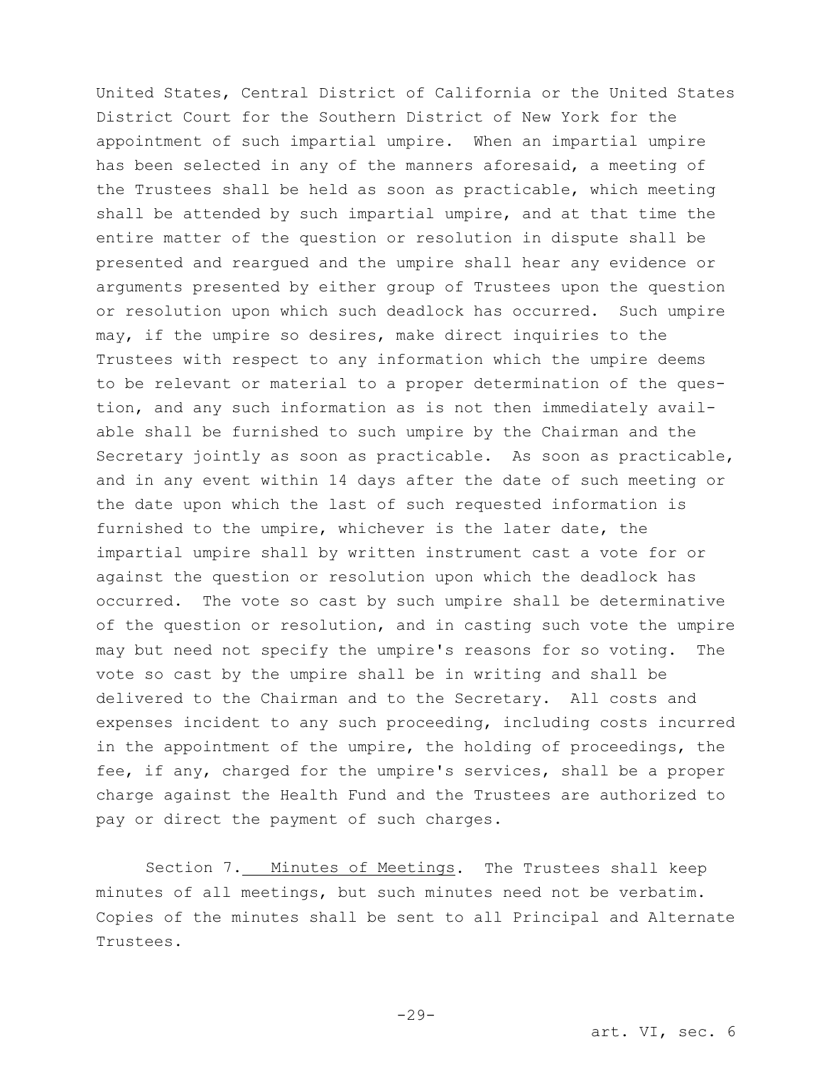United States, Central District of California or the United States District Court for the Southern District of New York for the appointment of such impartial umpire. When an impartial umpire has been selected in any of the manners aforesaid, a meeting of the Trustees shall be held as soon as practicable, which meeting shall be attended by such impartial umpire, and at that time the entire matter of the question or resolution in dispute shall be presented and reargued and the umpire shall hear any evidence or arguments presented by either group of Trustees upon the question or resolution upon which such deadlock has occurred. Such umpire may, if the umpire so desires, make direct inquiries to the Trustees with respect to any information which the umpire deems to be relevant or material to a proper determination of the question, and any such information as is not then immediately available shall be furnished to such umpire by the Chairman and the Secretary jointly as soon as practicable. As soon as practicable, and in any event within 14 days after the date of such meeting or the date upon which the last of such requested information is furnished to the umpire, whichever is the later date, the impartial umpire shall by written instrument cast a vote for or against the question or resolution upon which the deadlock has occurred. The vote so cast by such umpire shall be determinative of the question or resolution, and in casting such vote the umpire may but need not specify the umpire's reasons for so voting. The vote so cast by the umpire shall be in writing and shall be delivered to the Chairman and to the Secretary. All costs and expenses incident to any such proceeding, including costs incurred in the appointment of the umpire, the holding of proceedings, the fee, if any, charged for the umpire's services, shall be a proper charge against the Health Fund and the Trustees are authorized to pay or direct the payment of such charges.

Section 7. Minutes of Meetings. The Trustees shall keep minutes of all meetings, but such minutes need not be verbatim. Copies of the minutes shall be sent to all Principal and Alternate Trustees.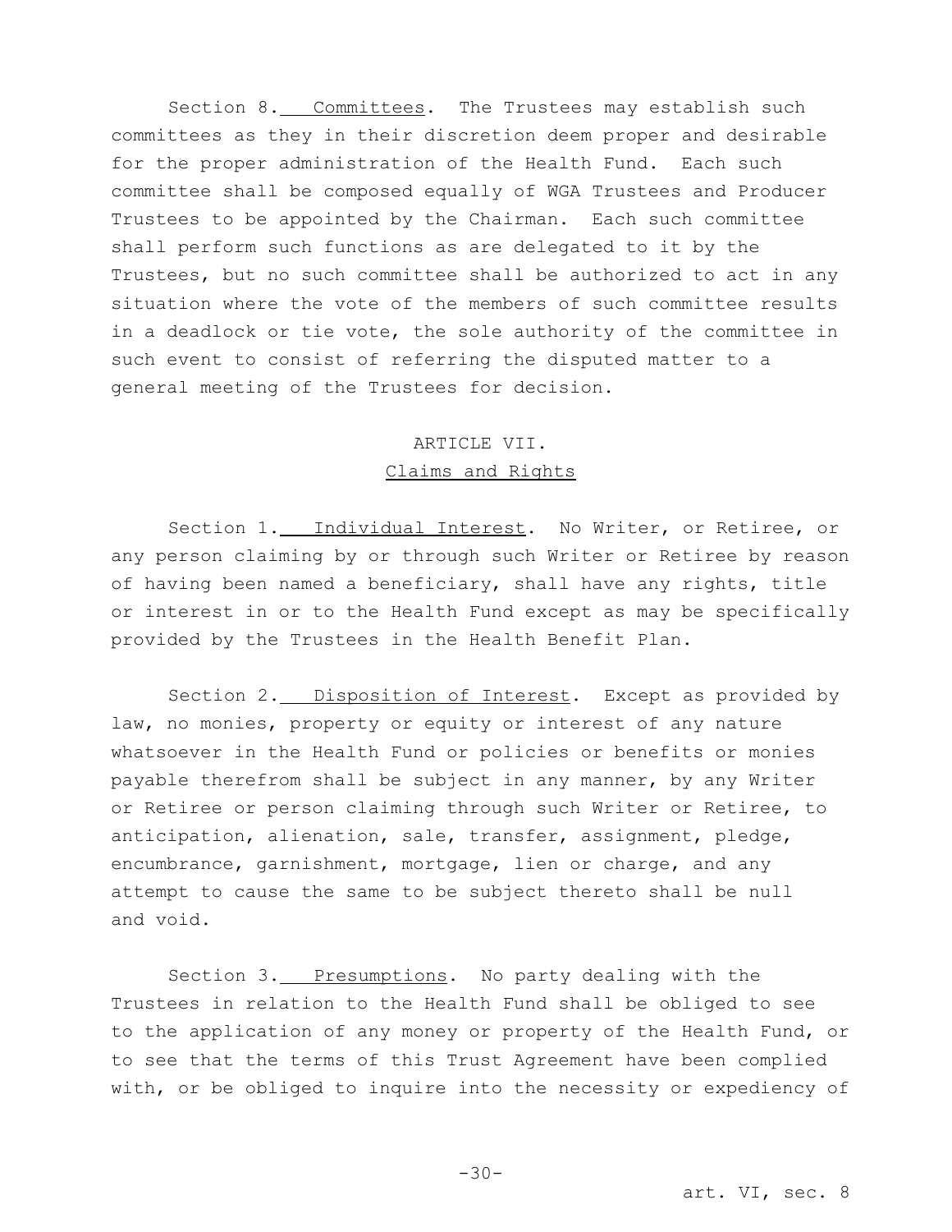Section 8. Committees. The Trustees may establish such committees as they in their discretion deem proper and desirable for the proper administration of the Health Fund. Each such committee shall be composed equally of WGA Trustees and Producer Trustees to be appointed by the Chairman. Each such committee shall perform such functions as are delegated to it by the Trustees, but no such committee shall be authorized to act in any situation where the vote of the members of such committee results in a deadlock or tie vote, the sole authority of the committee in such event to consist of referring the disputed matter to a general meeting of the Trustees for decision.

## ARTICLE VII.
## Claims and Rights

Section 1. Individual Interest. No Writer, or Retiree, or any person claiming by or through such Writer or Retiree by reason of having been named a beneficiary, shall have any rights, title or interest in or to the Health Fund except as may be specifically provided by the Trustees in the Health Benefit Plan.

Section 2. Disposition of Interest. Except as provided by law, no monies, property or equity or interest of any nature whatsoever in the Health Fund or policies or benefits or monies payable therefrom shall be subject in any manner, by any Writer or Retiree or person claiming through such Writer or Retiree, to anticipation, alienation, sale, transfer, assignment, pledge, encumbrance, garnishment, mortgage, lien or charge, and any attempt to cause the same to be subject thereto shall be null and void.

Section 3. Presumptions. No party dealing with the Trustees in relation to the Health Fund shall be obliged to see to the application of any money or property of the Health Fund, or to see that the terms of this Trust Agreement have been complied with, or be obliged to inquire into the necessity or expediency of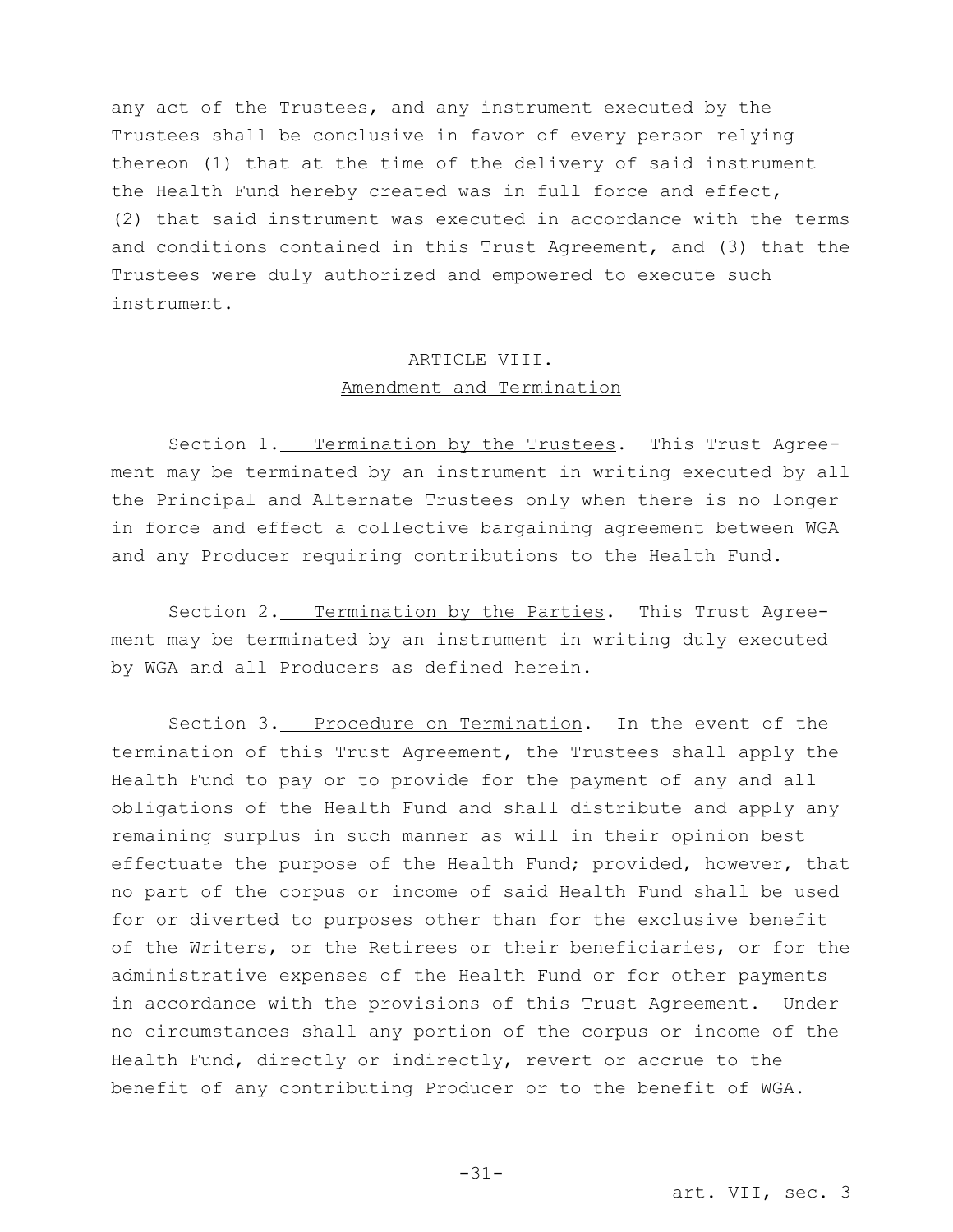any act of the Trustees, and any instrument executed by the Trustees shall be conclusive in favor of every person relying thereon (1) that at the time of the delivery of said instrument the Health Fund hereby created was in full force and effect, (2) that said instrument was executed in accordance with the terms and conditions contained in this Trust Agreement, and (3) that the Trustees were duly authorized and empowered to execute such instrument.

## ARTICLE VIII.
## Amendment and Termination

Section 1. Termination by the Trustees. This Trust Agreement may be terminated by an instrument in writing executed by all the Principal and Alternate Trustees only when there is no longer in force and effect a collective bargaining agreement between WGA and any Producer requiring contributions to the Health Fund.

Section 2. Termination by the Parties. This Trust Agreement may be terminated by an instrument in writing duly executed by WGA and all Producers as defined herein.

Section 3. Procedure on Termination. In the event of the termination of this Trust Agreement, the Trustees shall apply the Health Fund to pay or to provide for the payment of any and all obligations of the Health Fund and shall distribute and apply any remaining surplus in such manner as will in their opinion best effectuate the purpose of the Health Fund; provided, however, that no part of the corpus or income of said Health Fund shall be used for or diverted to purposes other than for the exclusive benefit of the Writers, or the Retirees or their beneficiaries, or for the administrative expenses of the Health Fund or for other payments in accordance with the provisions of this Trust Agreement. Under no circumstances shall any portion of the corpus or income of the Health Fund, directly or indirectly, revert or accrue to the benefit of any contributing Producer or to the benefit of WGA.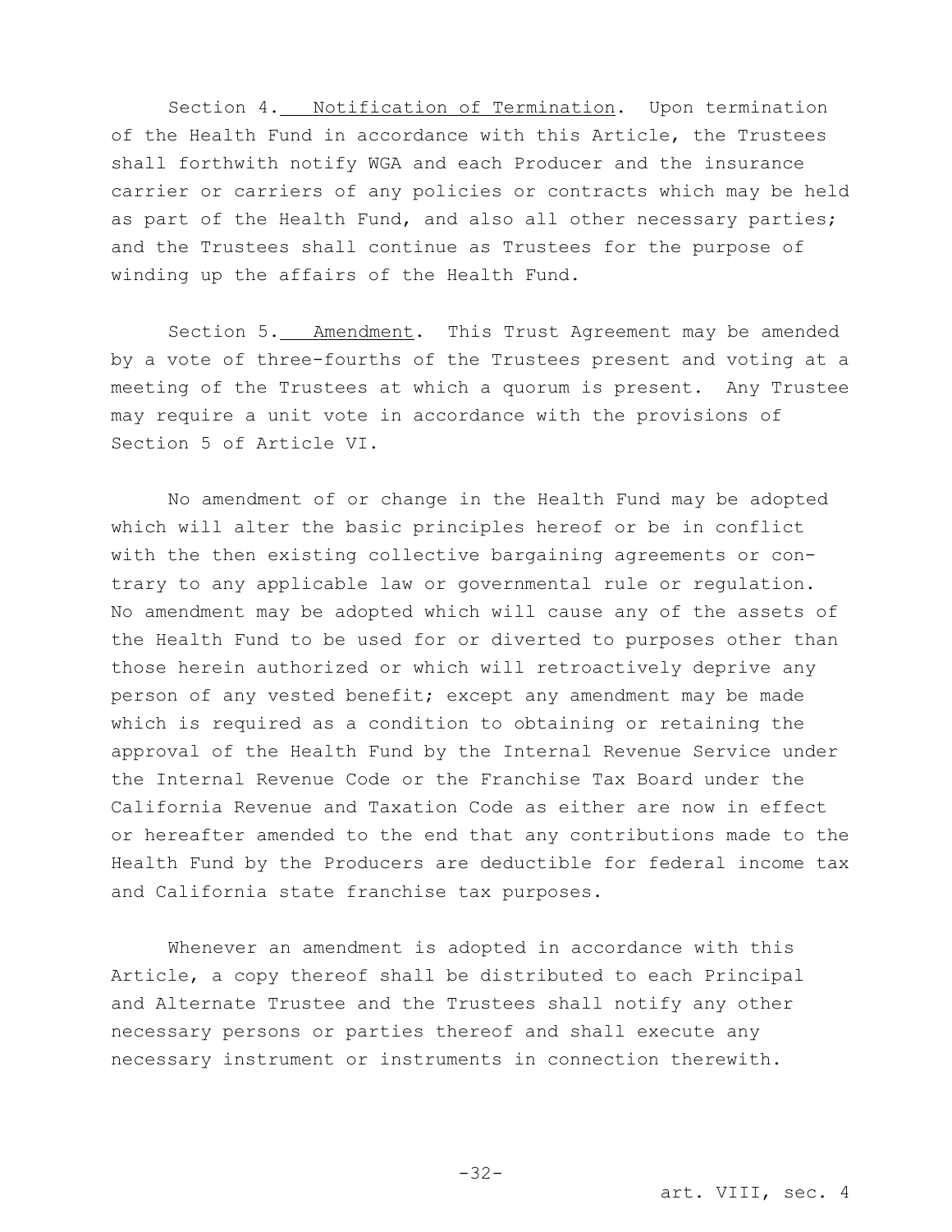Section 4. Notification of Termination. Upon termination of the Health Fund in accordance with this Article, the Trustees shall forthwith notify WGA and each Producer and the insurance carrier or carriers of any policies or contracts which may be held as part of the Health Fund, and also all other necessary parties; and the Trustees shall continue as Trustees for the purpose of winding up the affairs of the Health Fund.

Section 5. Amendment. This Trust Agreement may be amended by a vote of three-fourths of the Trustees present and voting at a meeting of the Trustees at which a quorum is present. Any Trustee may require a unit vote in accordance with the provisions of Section 5 of Article VI.

No amendment of or change in the Health Fund may be adopted which will alter the basic principles hereof or be in conflict with the then existing collective bargaining agreements or contrary to any applicable law or governmental rule or regulation. No amendment may be adopted which will cause any of the assets of the Health Fund to be used for or diverted to purposes other than those herein authorized or which will retroactively deprive any person of any vested benefit; except any amendment may be made which is required as a condition to obtaining or retaining the approval of the Health Fund by the Internal Revenue Service under the Internal Revenue Code or the Franchise Tax Board under the California Revenue and Taxation Code as either are now in effect or hereafter amended to the end that any contributions made to the Health Fund by the Producers are deductible for federal income tax and California state franchise tax purposes.

Whenever an amendment is adopted in accordance with this Article, a copy thereof shall be distributed to each Principal and Alternate Trustee and the Trustees shall notify any other necessary persons or parties thereof and shall execute any necessary instrument or instruments in connection therewith.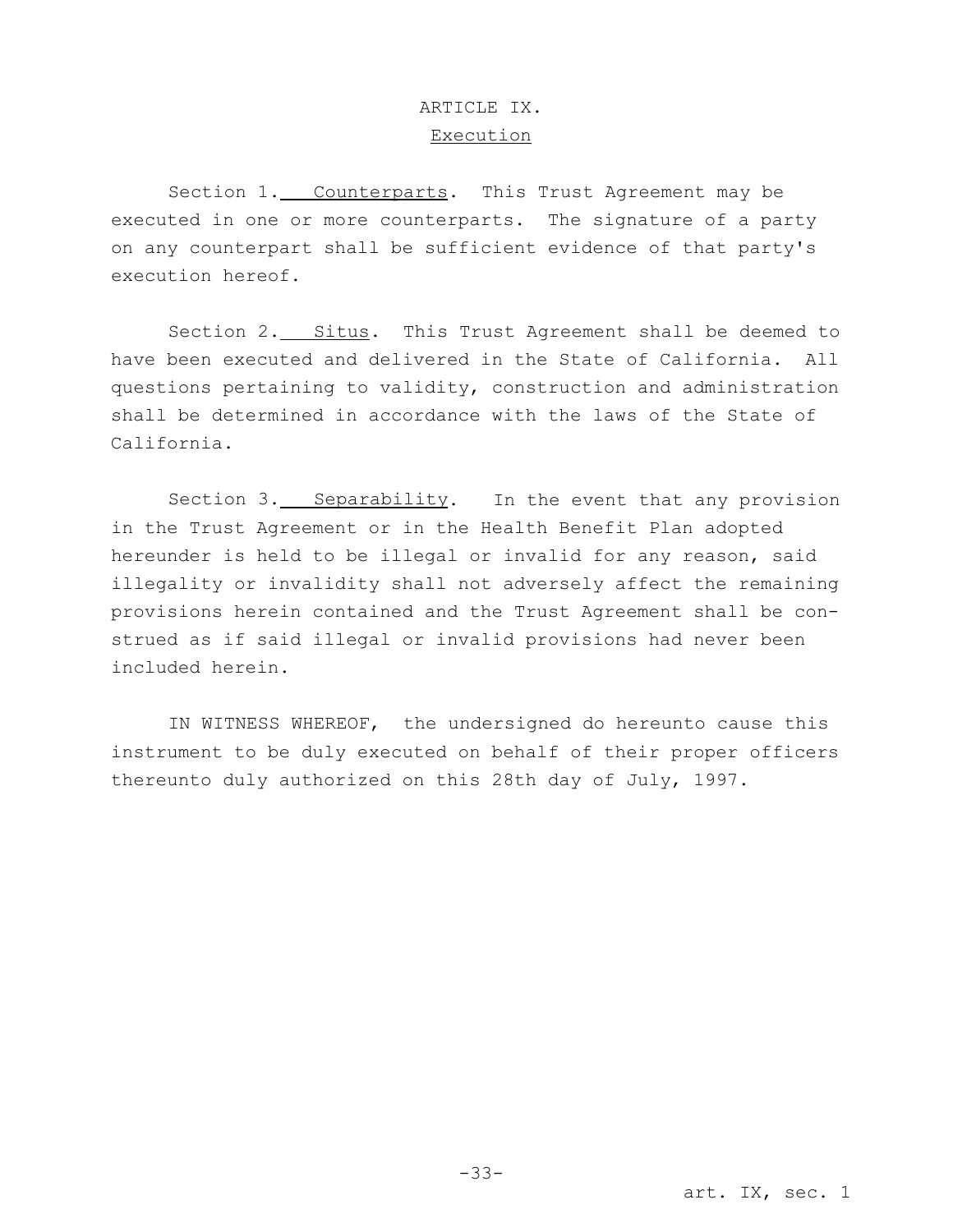# ARTICLE IX.

## Execution

Section 1. Counterparts. This Trust Agreement may be executed in one or more counterparts. The signature of a party on any counterpart shall be sufficient evidence of that party's execution hereof.

Section 2. Situs. This Trust Agreement shall be deemed to have been executed and delivered in the State of California. All questions pertaining to validity, construction and administration shall be determined in accordance with the laws of the State of California.

Section 3. Separability. In the event that any provision in the Trust Agreement or in the Health Benefit Plan adopted hereunder is held to be illegal or invalid for any reason, said illegality or invalidity shall not adversely affect the remaining provisions herein contained and the Trust Agreement shall be construed as if said illegal or invalid provisions had never been included herein.

IN WITNESS WHEREOF, the undersigned do hereunto cause this instrument to be duly executed on behalf of their proper officers thereunto duly authorized on this 28th day of July, 1997.